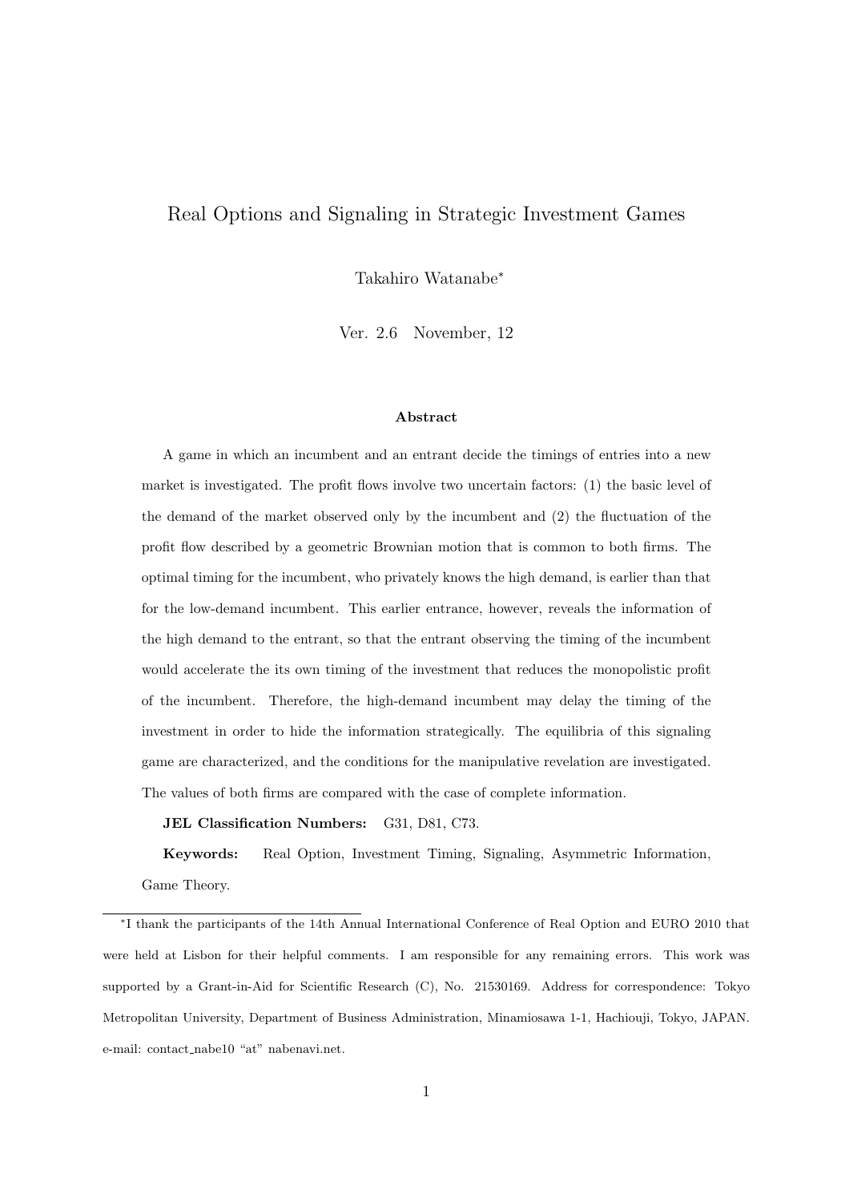# Real Options and Signaling in Strategic Investment Games

Takahiro Watanabe*

Ver. 2.6 November, 12

### Abstract

A game in which an incumbent and an entrant decide the timings of entries into a new market is investigated. The profit flows involve two uncertain factors: (1) the basic level of the demand of the market observed only by the incumbent and (2) the fluctuation of the profit flow described by a geometric Brownian motion that is common to both firms. The optimal timing for the incumbent, who privately knows the high demand, is earlier than that for the low-demand incumbent. This earlier entrance, however, reveals the information of the high demand to the entrant, so that the entrant observing the timing of the incumbent would accelerate the its own timing of the investment that reduces the monopolistic profit of the incumbent. Therefore, the high-demand incumbent may delay the timing of the investment in order to hide the information strategically. The equilibria of this signaling game are characterized, and the conditions for the manipulative revelation are investigated. The values of both firms are compared with the case of complete information.

**JEL Classification Numbers:** G31, D81, C73.

**Keywords:** Real Option, Investment Timing, Signaling, Asymmetric Information, Game Theory.

---

*I thank the participants of the 14th Annual International Conference of Real Option and EURO 2010 that were held at Lisbon for their helpful comments. I am responsible for any remaining errors. This work was supported by a Grant-in-Aid for Scientific Research (C), No. 21530169. Address for correspondence: Tokyo Metropolitan University, Department of Business Administration, Minamiosawa 1-1, Hachiouji, Tokyo, JAPAN. e-mail: contact_nabe10 "at" nabenavi.net.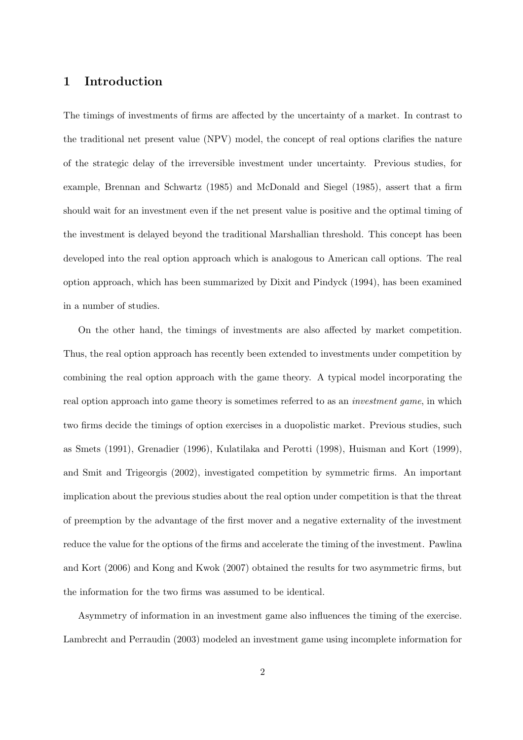## 1 Introduction

The timings of investments of firms are affected by the uncertainty of a market. In contrast to the traditional net present value (NPV) model, the concept of real options clarifies the nature of the strategic delay of the irreversible investment under uncertainty. Previous studies, for example, Brennan and Schwartz (1985) and McDonald and Siegel (1985), assert that a firm should wait for an investment even if the net present value is positive and the optimal timing of the investment is delayed beyond the traditional Marshallian threshold. This concept has been developed into the real option approach which is analogous to American call options. The real option approach, which has been summarized by Dixit and Pindyck (1994), has been examined in a number of studies.

On the other hand, the timings of investments are also affected by market competition. Thus, the real option approach has recently been extended to investments under competition by combining the real option approach with the game theory. A typical model incorporating the real option approach into game theory is sometimes referred to as an *investment game*, in which two firms decide the timings of option exercises in a duopolistic market. Previous studies, such as Smets (1991), Grenadier (1996), Kulatilaka and Perotti (1998), Huisman and Kort (1999), and Smit and Trigeorgis (2002), investigated competition by symmetric firms. An important implication about the previous studies about the real option under competition is that the threat of preemption by the advantage of the first mover and a negative externality of the investment reduce the value for the options of the firms and accelerate the timing of the investment. Pawlina and Kort (2006) and Kong and Kwok (2007) obtained the results for two asymmetric firms, but the information for the two firms was assumed to be identical.

Asymmetry of information in an investment game also influences the timing of the exercise. Lambrecht and Perraudin (2003) modeled an investment game using incomplete information for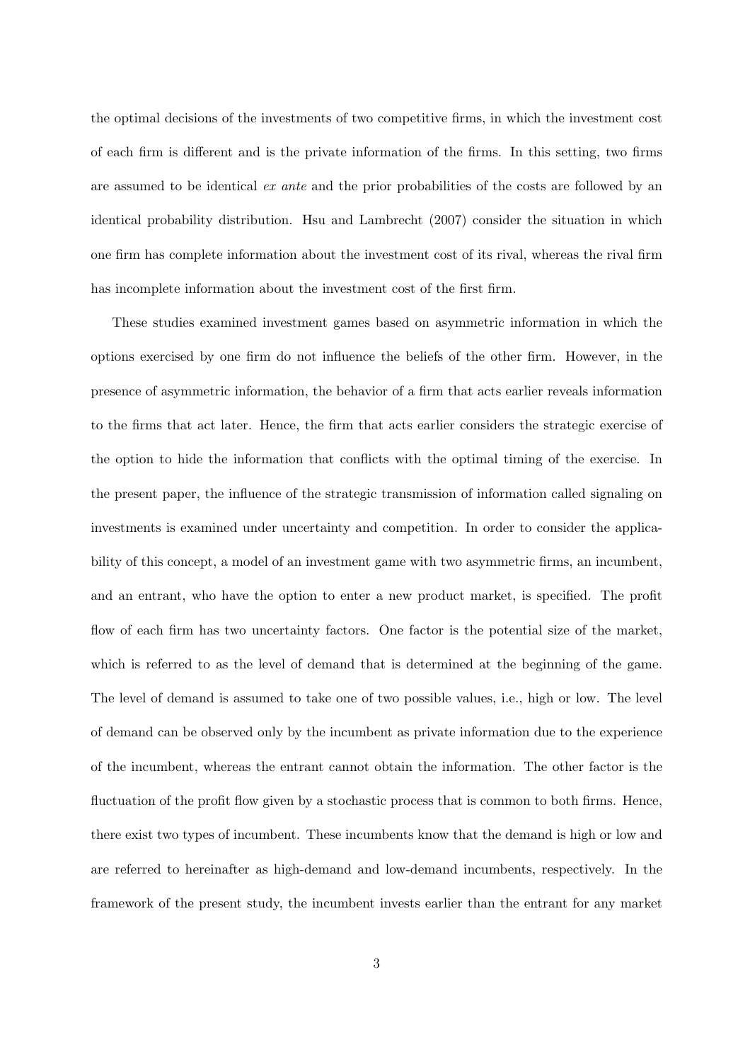the optimal decisions of the investments of two competitive firms, in which the investment cost of each firm is different and is the private information of the firms. In this setting, two firms are assumed to be identical *ex ante* and the prior probabilities of the costs are followed by an identical probability distribution. Hsu and Lambrecht (2007) consider the situation in which one firm has complete information about the investment cost of its rival, whereas the rival firm has incomplete information about the investment cost of the first firm.

These studies examined investment games based on asymmetric information in which the options exercised by one firm do not influence the beliefs of the other firm. However, in the presence of asymmetric information, the behavior of a firm that acts earlier reveals information to the firms that act later. Hence, the firm that acts earlier considers the strategic exercise of the option to hide the information that conflicts with the optimal timing of the exercise. In the present paper, the influence of the strategic transmission of information called signaling on investments is examined under uncertainty and competition. In order to consider the applicability of this concept, a model of an investment game with two asymmetric firms, an incumbent, and an entrant, who have the option to enter a new product market, is specified. The profit flow of each firm has two uncertainty factors. One factor is the potential size of the market, which is referred to as the level of demand that is determined at the beginning of the game. The level of demand is assumed to take one of two possible values, i.e., high or low. The level of demand can be observed only by the incumbent as private information due to the experience of the incumbent, whereas the entrant cannot obtain the information. The other factor is the fluctuation of the profit flow given by a stochastic process that is common to both firms. Hence, there exist two types of incumbent. These incumbents know that the demand is high or low and are referred to hereinafter as high-demand and low-demand incumbents, respectively. In the framework of the present study, the incumbent invests earlier than the entrant for any market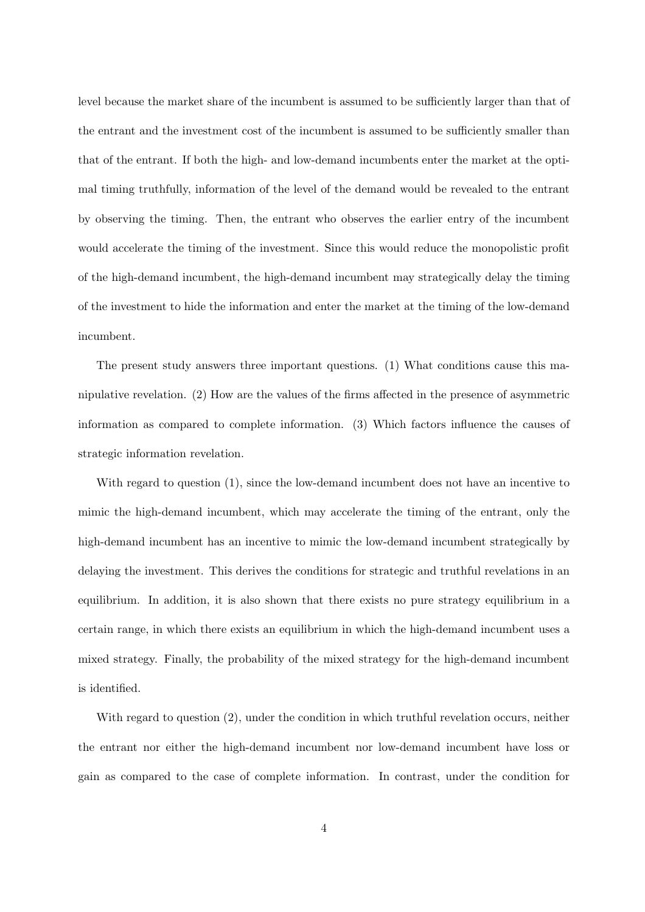level because the market share of the incumbent is assumed to be sufficiently larger than that of the entrant and the investment cost of the incumbent is assumed to be sufficiently smaller than that of the entrant. If both the high- and low-demand incumbents enter the market at the optimal timing truthfully, information of the level of the demand would be revealed to the entrant by observing the timing. Then, the entrant who observes the earlier entry of the incumbent would accelerate the timing of the investment. Since this would reduce the monopolistic profit of the high-demand incumbent, the high-demand incumbent may strategically delay the timing of the investment to hide the information and enter the market at the timing of the low-demand incumbent.

The present study answers three important questions. (1) What conditions cause this manipulative revelation. (2) How are the values of the firms affected in the presence of asymmetric information as compared to complete information. (3) Which factors influence the causes of strategic information revelation.

With regard to question (1), since the low-demand incumbent does not have an incentive to mimic the high-demand incumbent, which may accelerate the timing of the entrant, only the high-demand incumbent has an incentive to mimic the low-demand incumbent strategically by delaying the investment. This derives the conditions for strategic and truthful revelations in an equilibrium. In addition, it is also shown that there exists no pure strategy equilibrium in a certain range, in which there exists an equilibrium in which the high-demand incumbent uses a mixed strategy. Finally, the probability of the mixed strategy for the high-demand incumbent is identified.

With regard to question (2), under the condition in which truthful revelation occurs, neither the entrant nor either the high-demand incumbent nor low-demand incumbent have loss or gain as compared to the case of complete information. In contrast, under the condition for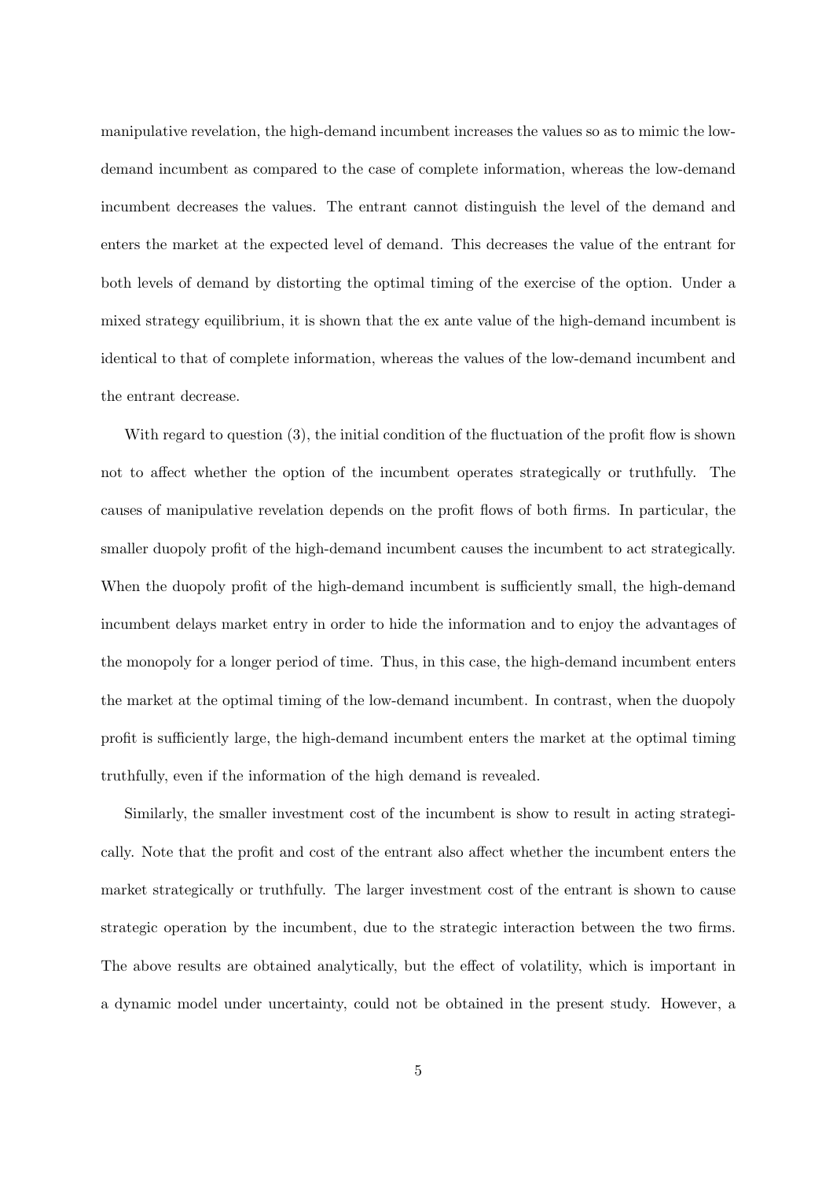manipulative revelation, the high-demand incumbent increases the values so as to mimic the low-demand incumbent as compared to the case of complete information, whereas the low-demand incumbent decreases the values. The entrant cannot distinguish the level of the demand and enters the market at the expected level of demand. This decreases the value of the entrant for both levels of demand by distorting the optimal timing of the exercise of the option. Under a mixed strategy equilibrium, it is shown that the ex ante value of the high-demand incumbent is identical to that of complete information, whereas the values of the low-demand incumbent and the entrant decrease.

With regard to question (3), the initial condition of the fluctuation of the profit flow is shown not to affect whether the option of the incumbent operates strategically or truthfully. The causes of manipulative revelation depends on the profit flows of both firms. In particular, the smaller duopoly profit of the high-demand incumbent causes the incumbent to act strategically. When the duopoly profit of the high-demand incumbent is sufficiently small, the high-demand incumbent delays market entry in order to hide the information and to enjoy the advantages of the monopoly for a longer period of time. Thus, in this case, the high-demand incumbent enters the market at the optimal timing of the low-demand incumbent. In contrast, when the duopoly profit is sufficiently large, the high-demand incumbent enters the market at the optimal timing truthfully, even if the information of the high demand is revealed.

Similarly, the smaller investment cost of the incumbent is show to result in acting strategically. Note that the profit and cost of the entrant also affect whether the incumbent enters the market strategically or truthfully. The larger investment cost of the entrant is shown to cause strategic operation by the incumbent, due to the strategic interaction between the two firms. The above results are obtained analytically, but the effect of volatility, which is important in a dynamic model under uncertainty, could not be obtained in the present study. However, a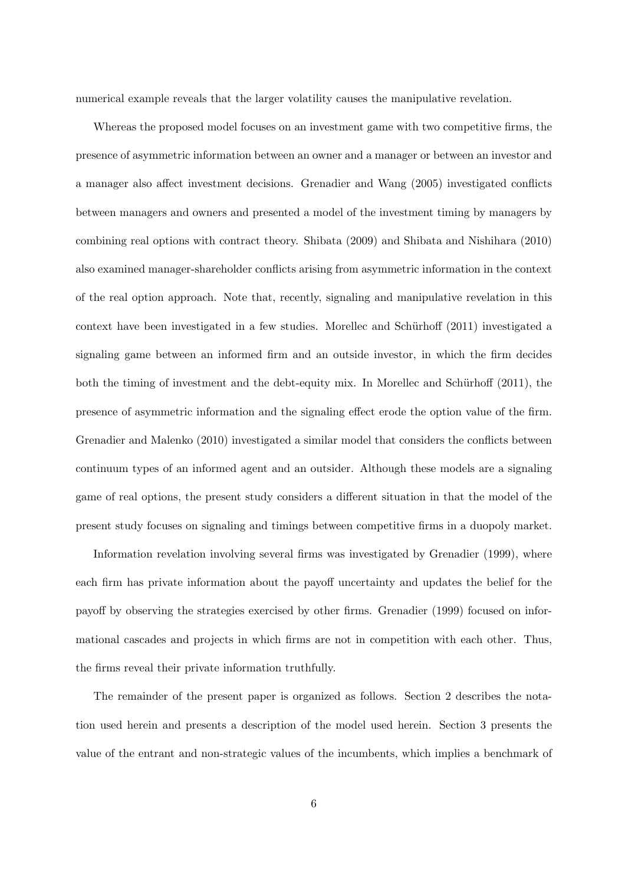numerical example reveals that the larger volatility causes the manipulative revelation.

Whereas the proposed model focuses on an investment game with two competitive firms, the presence of asymmetric information between an owner and a manager or between an investor and a manager also affect investment decisions. Grenadier and Wang (2005) investigated conflicts between managers and owners and presented a model of the investment timing by managers by combining real options with contract theory. Shibata (2009) and Shibata and Nishihara (2010) also examined manager-shareholder conflicts arising from asymmetric information in the context of the real option approach. Note that, recently, signaling and manipulative revelation in this context have been investigated in a few studies. Morellec and Schürhoff (2011) investigated a signaling game between an informed firm and an outside investor, in which the firm decides both the timing of investment and the debt-equity mix. In Morellec and Schürhoff (2011), the presence of asymmetric information and the signaling effect erode the option value of the firm. Grenadier and Malenko (2010) investigated a similar model that considers the conflicts between continuum types of an informed agent and an outsider. Although these models are a signaling game of real options, the present study considers a different situation in that the model of the present study focuses on signaling and timings between competitive firms in a duopoly market.

Information revelation involving several firms was investigated by Grenadier (1999), where each firm has private information about the payoff uncertainty and updates the belief for the payoff by observing the strategies exercised by other firms. Grenadier (1999) focused on informational cascades and projects in which firms are not in competition with each other. Thus, the firms reveal their private information truthfully.

The remainder of the present paper is organized as follows. Section 2 describes the notation used herein and presents a description of the model used herein. Section 3 presents the value of the entrant and non-strategic values of the incumbents, which implies a benchmark of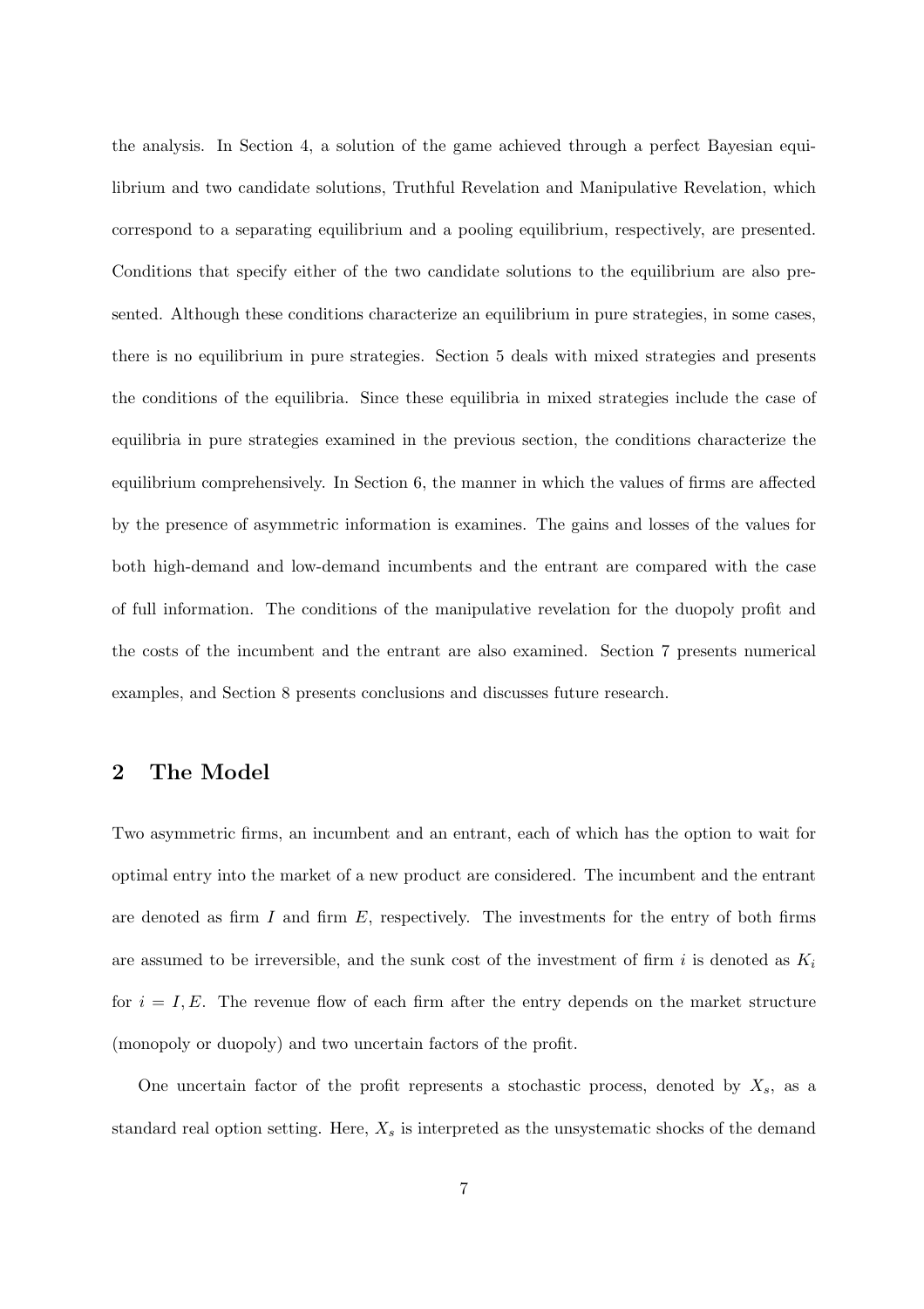the analysis. In Section 4, a solution of the game achieved through a perfect Bayesian equilibrium and two candidate solutions, Truthful Revelation and Manipulative Revelation, which correspond to a separating equilibrium and a pooling equilibrium, respectively, are presented. Conditions that specify either of the two candidate solutions to the equilibrium are also presented. Although these conditions characterize an equilibrium in pure strategies, in some cases, there is no equilibrium in pure strategies. Section 5 deals with mixed strategies and presents the conditions of the equilibria. Since these equilibria in mixed strategies include the case of equilibria in pure strategies examined in the previous section, the conditions characterize the equilibrium comprehensively. In Section 6, the manner in which the values of firms are affected by the presence of asymmetric information is examines. The gains and losses of the values for both high-demand and low-demand incumbents and the entrant are compared with the case of full information. The conditions of the manipulative revelation for the duopoly profit and the costs of the incumbent and the entrant are also examined. Section 7 presents numerical examples, and Section 8 presents conclusions and discusses future research.

## 2 The Model

Two asymmetric firms, an incumbent and an entrant, each of which has the option to wait for optimal entry into the market of a new product are considered. The incumbent and the entrant are denoted as firm $I$ and firm $E$, respectively. The investments for the entry of both firms are assumed to be irreversible, and the sunk cost of the investment of firm $i$ is denoted as $K_i$ for $i = I, E$. The revenue flow of each firm after the entry depends on the market structure (monopoly or duopoly) and two uncertain factors of the profit.

One uncertain factor of the profit represents a stochastic process, denoted by $X_s$, as a standard real option setting. Here, $X_s$ is interpreted as the unsystematic shocks of the demand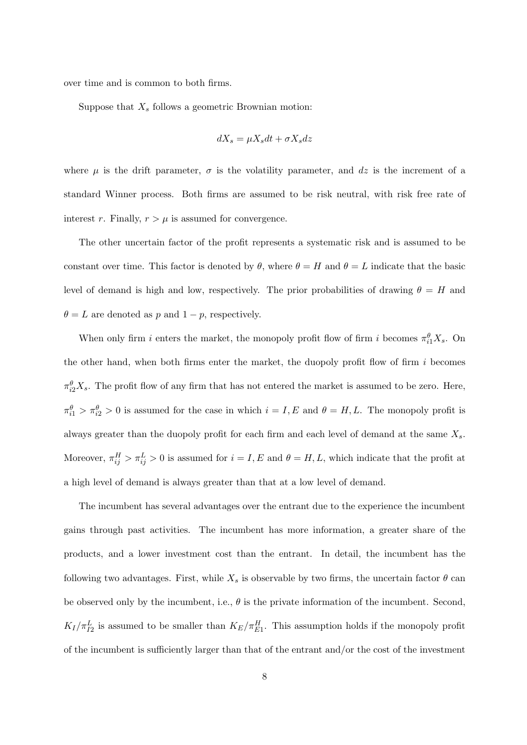over time and is common to both firms.

Suppose that $X_s$ follows a geometric Brownian motion:

$$dX_s = \mu X_s dt + \sigma X_s dz$$

where $\mu$ is the drift parameter, $\sigma$ is the volatility parameter, and $dz$ is the increment of a standard Winner process. Both firms are assumed to be risk neutral, with risk free rate of interest $r$. Finally, $r > \mu$ is assumed for convergence.

The other uncertain factor of the profit represents a systematic risk and is assumed to be constant over time. This factor is denoted by $\theta$, where $\theta = H$ and $\theta = L$ indicate that the basic level of demand is high and low, respectively. The prior probabilities of drawing $\theta = H$ and $\theta = L$ are denoted as $p$ and $1 - p$, respectively.

When only firm $i$ enters the market, the monopoly profit flow of firm $i$ becomes $\pi_{i1}^{\theta} X_s$. On the other hand, when both firms enter the market, the duopoly profit flow of firm $i$ becomes $\pi_{i2}^{\theta} X_s$. The profit flow of any firm that has not entered the market is assumed to be zero. Here, $\pi_{i1}^{\theta} > \pi_{i2}^{\theta} > 0$ is assumed for the case in which $i = I, E$ and $\theta = H, L$. The monopoly profit is always greater than the duopoly profit for each firm and each level of demand at the same $X_s$. Moreover, $\pi_{ij}^{H} > \pi_{ij}^{L} > 0$ is assumed for $i = I, E$ and $\theta = H, L$, which indicate that the profit at a high level of demand is always greater than that at a low level of demand.

The incumbent has several advantages over the entrant due to the experience the incumbent gains through past activities. The incumbent has more information, a greater share of the products, and a lower investment cost than the entrant. In detail, the incumbent has the following two advantages. First, while $X_s$ is observable by two firms, the uncertain factor $\theta$ can be observed only by the incumbent, i.e., $\theta$ is the private information of the incumbent. Second, $K_I/\pi_{I2}^{L}$ is assumed to be smaller than $K_E/\pi_{E1}^{H}$. This assumption holds if the monopoly profit of the incumbent is sufficiently larger than that of the entrant and/or the cost of the investment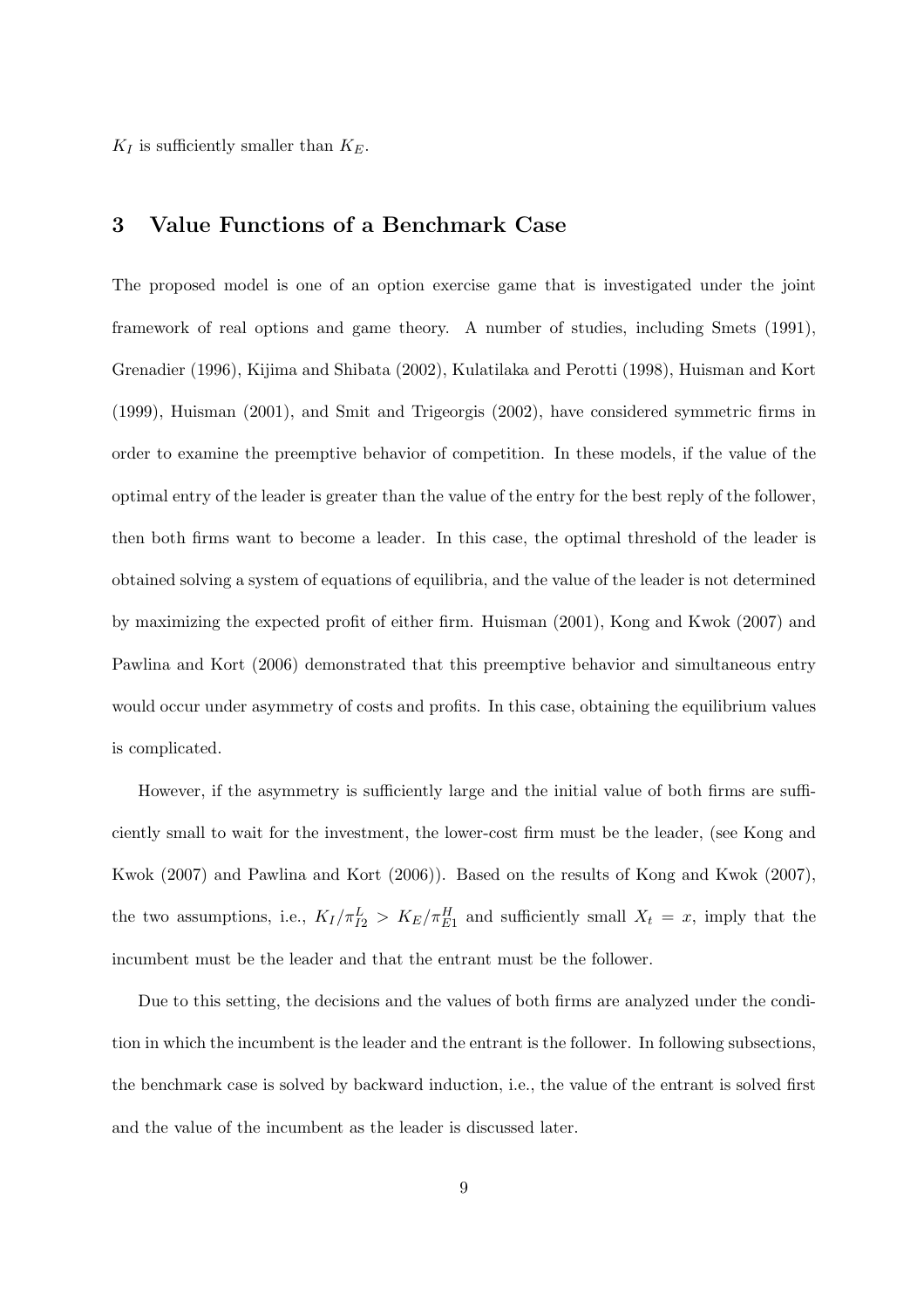$K_I$ is sufficiently smaller than $K_E$.

## 3 Value Functions of a Benchmark Case

The proposed model is one of an option exercise game that is investigated under the joint framework of real options and game theory. A number of studies, including Smets (1991), Grenadier (1996), Kijima and Shibata (2002), Kulatilaka and Perotti (1998), Huisman and Kort (1999), Huisman (2001), and Smit and Trigeorgis (2002), have considered symmetric firms in order to examine the preemptive behavior of competition. In these models, if the value of the optimal entry of the leader is greater than the value of the entry for the best reply of the follower, then both firms want to become a leader. In this case, the optimal threshold of the leader is obtained solving a system of equations of equilibria, and the value of the leader is not determined by maximizing the expected profit of either firm. Huisman (2001), Kong and Kwok (2007) and Pawlina and Kort (2006) demonstrated that this preemptive behavior and simultaneous entry would occur under asymmetry of costs and profits. In this case, obtaining the equilibrium values is complicated.

However, if the asymmetry is sufficiently large and the initial value of both firms are sufficiently small to wait for the investment, the lower-cost firm must be the leader, (see Kong and Kwok (2007) and Pawlina and Kort (2006)). Based on the results of Kong and Kwok (2007), the two assumptions, i.e., $K_I/\pi_{I2}^L > K_E/\pi_{E1}^H$ and sufficiently small $X_t = x$, imply that the incumbent must be the leader and that the entrant must be the follower.

Due to this setting, the decisions and the values of both firms are analyzed under the condition in which the incumbent is the leader and the entrant is the follower. In following subsections, the benchmark case is solved by backward induction, i.e., the value of the entrant is solved first and the value of the incumbent as the leader is discussed later.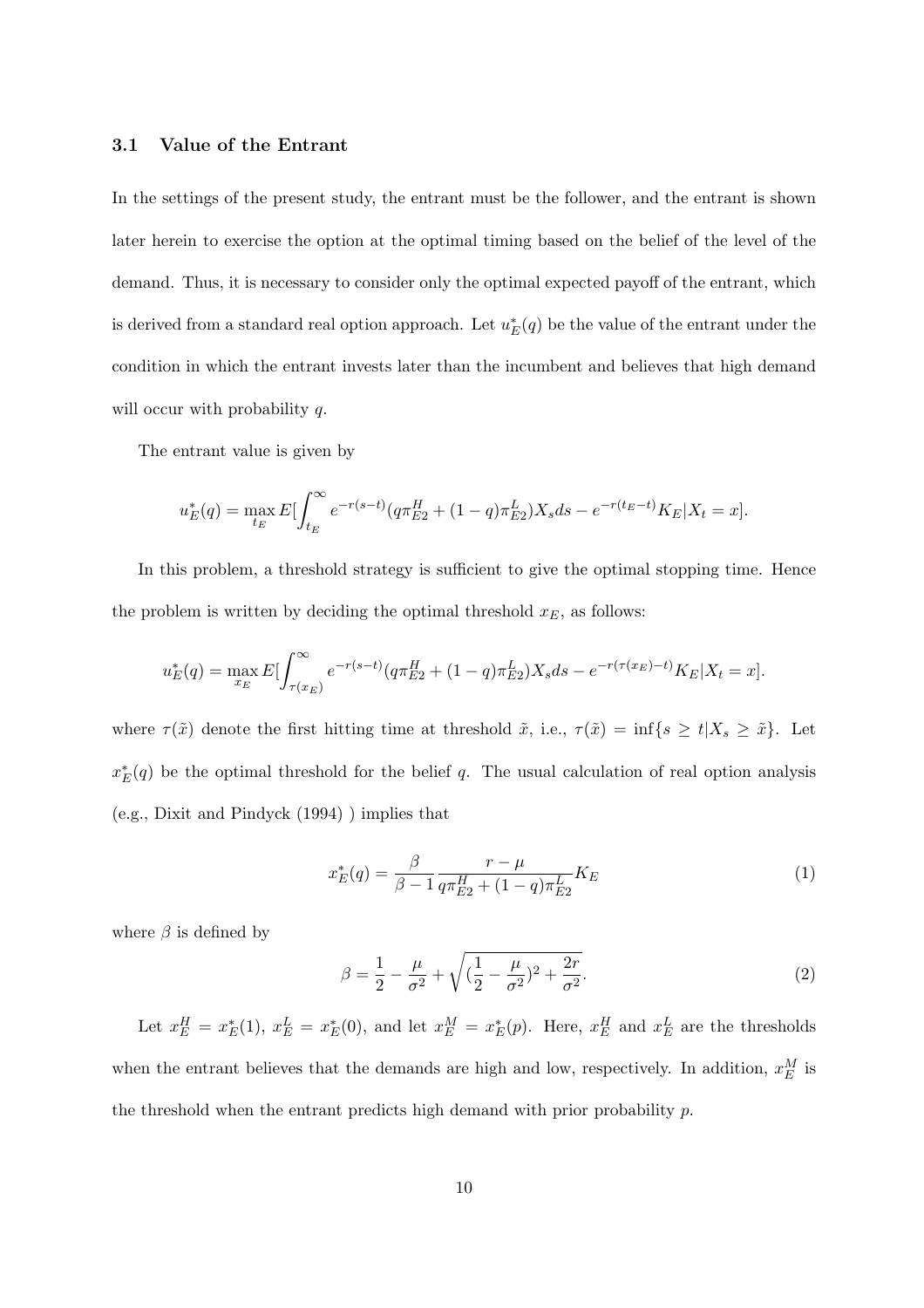### 3.1 Value of the Entrant

In the settings of the present study, the entrant must be the follower, and the entrant is shown later herein to exercise the option at the optimal timing based on the belief of the level of the demand. Thus, it is necessary to consider only the optimal expected payoff of the entrant, which is derived from a standard real option approach. Let $u_E^*(q)$ be the value of the entrant under the condition in which the entrant invests later than the incumbent and believes that high demand will occur with probability $q$.

The entrant value is given by

$$u_E^*(q) = \max_{t_E} E[\int_{t_E}^{\infty} e^{-r(s-t)}(q\pi_{E2}^H + (1-q)\pi_{E2}^L)X_s ds - e^{-r(t_E - t)}K_E | X_t = x].$$

In this problem, a threshold strategy is sufficient to give the optimal stopping time. Hence the problem is written by deciding the optimal threshold $x_E$, as follows:

$$u_E^*(q) = \max_{x_E} E[\int_{\tau(x_E)}^{\infty} e^{-r(s-t)}(q\pi_{E2}^H + (1-q)\pi_{E2}^L)X_s ds - e^{-r(\tau(x_E)-t)}K_E | X_t = x].$$

where $\tau(\tilde{x})$ denote the first hitting time at threshold $\tilde{x}$, i.e., $\tau(\tilde{x}) = \inf\{s \geq t | X_s \geq \tilde{x}\}$. Let $x_E^*(q)$ be the optimal threshold for the belief $q$. The usual calculation of real option analysis (e.g., Dixit and Pindyck (1994) ) implies that

$$x_E^*(q) = \frac{\beta}{\beta - 1}\frac{r-\mu}{q\pi_{E2}^H + (1-q)\pi_{E2}^L}K_E \tag{1}$$

where $\beta$ is defined by

$$\beta = \frac{1}{2} - \frac{\mu}{\sigma^2} + \sqrt{(\frac{1}{2} - \frac{\mu}{\sigma^2})^2 + \frac{2r}{\sigma^2}}. \tag{2}$$

Let $x_E^H = x_E^*(1)$, $x_E^L = x_E^*(0)$, and let $x_E^M = x_E^*(p)$. Here, $x_E^H$ and $x_E^L$ are the thresholds when the entrant believes that the demands are high and low, respectively. In addition, $x_E^M$ is the threshold when the entrant predicts high demand with prior probability $p$.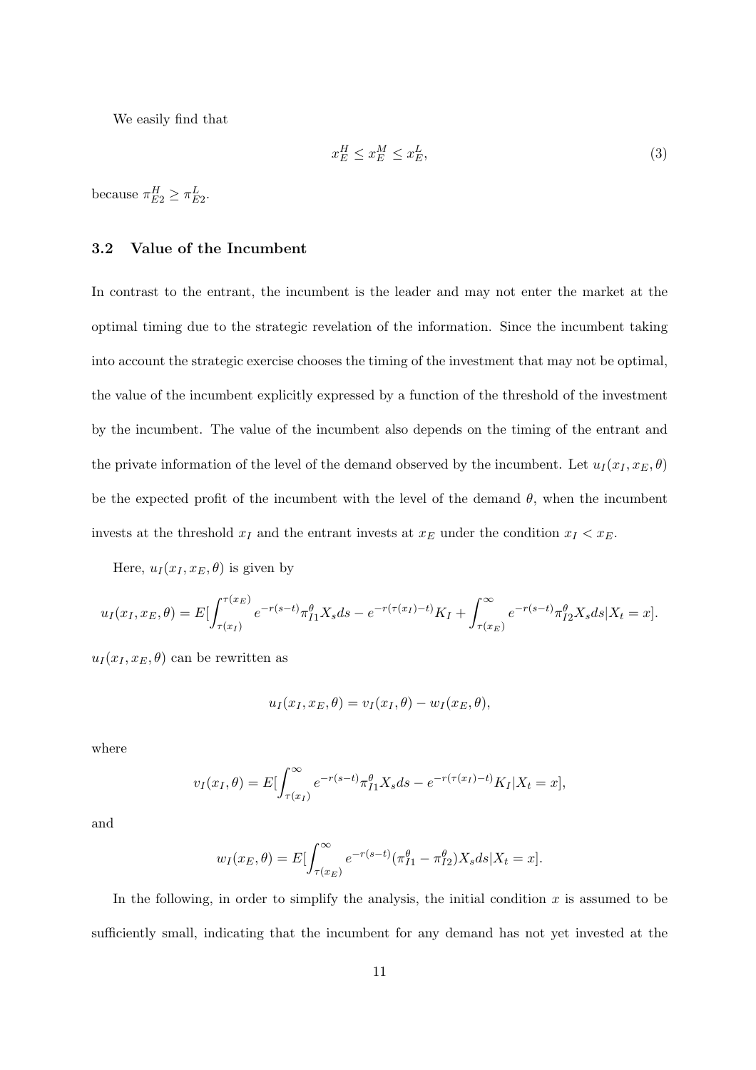We easily find that

$$x_E^H \leq x_E^M \leq x_E^L, \tag{3}$$

because $\pi_{E2}^H \geq \pi_{E2}^L$.

### 3.2 Value of the Incumbent

In contrast to the entrant, the incumbent is the leader and may not enter the market at the optimal timing due to the strategic revelation of the information. Since the incumbent taking into account the strategic exercise chooses the timing of the investment that may not be optimal, the value of the incumbent explicitly expressed by a function of the threshold of the investment by the incumbent. The value of the incumbent also depends on the timing of the entrant and the private information of the level of the demand observed by the incumbent. Let $u_I(x_I, x_E, \theta)$ be the expected profit of the incumbent with the level of the demand $\theta$, when the incumbent invests at the threshold $x_I$ and the entrant invests at $x_E$ under the condition $x_I < x_E$.

Here, $u_I(x_I, x_E, \theta)$ is given by

$$u_I(x_I, x_E, \theta) = E[\int_{\tau(x_I)}^{\tau(x_E)} e^{-r(s-t)} \pi_{I1}^\theta X_s ds - e^{-r(\tau(x_I)-t)} K_I + \int_{\tau(x_E)}^{\infty} e^{-r(s-t)} \pi_{I2}^\theta X_s ds | X_t = x].$$

$u_I(x_I, x_E, \theta)$ can be rewritten as

$$u_I(x_I, x_E, \theta) = v_I(x_I, \theta) - w_I(x_E, \theta),$$

where

$$v_I(x_I, \theta) = E[\int_{\tau(x_I)}^{\infty} e^{-r(s-t)} \pi_{I1}^\theta X_s ds - e^{-r(\tau(x_I)-t)} K_I | X_t = x],$$

and

$$w_I(x_E, \theta) = E[\int_{\tau(x_E)}^{\infty} e^{-r(s-t)} (\pi_{I1}^\theta - \pi_{I2}^\theta) X_s ds | X_t = x].$$

In the following, in order to simplify the analysis, the initial condition $x$ is assumed to be sufficiently small, indicating that the incumbent for any demand has not yet invested at the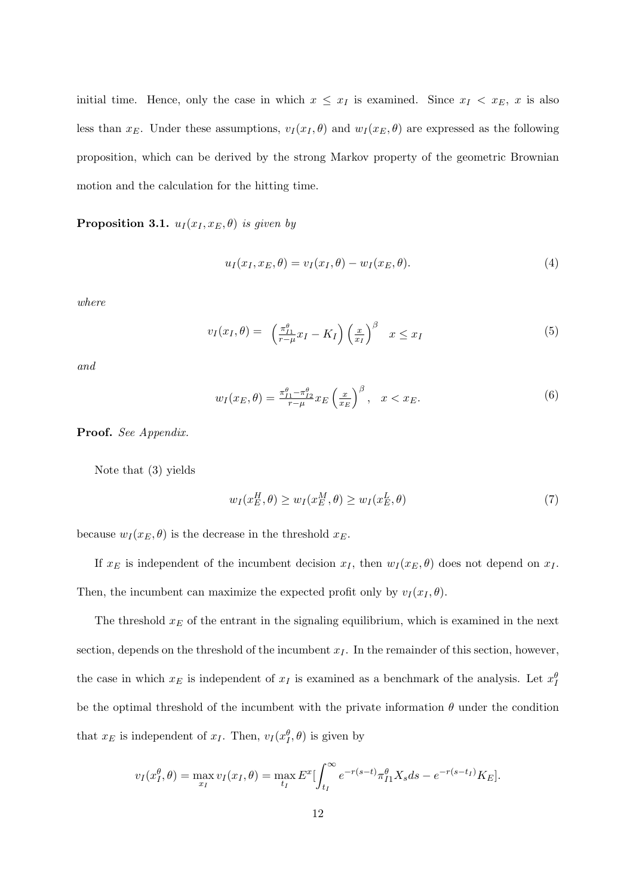initial time. Hence, only the case in which $x \le x_I$ is examined. Since $x_I < x_E$, $x$ is also less than $x_E$. Under these assumptions, $v_I(x_I, \theta)$ and $w_I(x_E, \theta)$ are expressed as the following proposition, which can be derived by the strong Markov property of the geometric Brownian motion and the calculation for the hitting time.

**Proposition 3.1.** *$u_I(x_I, x_E, \theta)$ is given by*

$$u_I(x_I, x_E, \theta) = v_I(x_I, \theta) - w_I(x_E, \theta). \tag{4}$$

*where*

$$v_I(x_I, \theta) = \left(\frac{\pi_{I1}^{\theta}}{r-\mu} x_I - K_I\right)\left(\frac{x}{x_I}\right)^{\beta} \quad x \le x_I \tag{5}$$

*and*

$$w_I(x_E, \theta) = \frac{\pi_{I1}^{\theta} - \pi_{I2}^{\theta}}{r-\mu} x_E \left(\frac{x}{x_E}\right)^{\beta}, \quad x < x_E. \tag{6}$$

**Proof.** *See Appendix.*

Note that (3) yields

$$w_I(x_E^H, \theta) \ge w_I(x_E^M, \theta) \ge w_I(x_E^L, \theta) \tag{7}$$

because $w_I(x_E, \theta)$ is the decrease in the threshold $x_E$.

If $x_E$ is independent of the incumbent decision $x_I$, then $w_I(x_E, \theta)$ does not depend on $x_I$. Then, the incumbent can maximize the expected profit only by $v_I(x_I, \theta)$.

The threshold $x_E$ of the entrant in the signaling equilibrium, which is examined in the next section, depends on the threshold of the incumbent $x_I$. In the remainder of this section, however, the case in which $x_E$ is independent of $x_I$ is examined as a benchmark of the analysis. Let $x_I^{\theta}$ be the optimal threshold of the incumbent with the private information $\theta$ under the condition that $x_E$ is independent of $x_I$. Then, $v_I(x_I^{\theta}, \theta)$ is given by

$$v_I(x_I^{\theta}, \theta) = \max_{x_I} v_I(x_I, \theta) = \max_{t_I} E^x\left[\int_{t_I}^{\infty} e^{-r(s-t)} \pi_{I1}^{\theta} X_s ds - e^{-r(s-t_I)} K_E\right].$$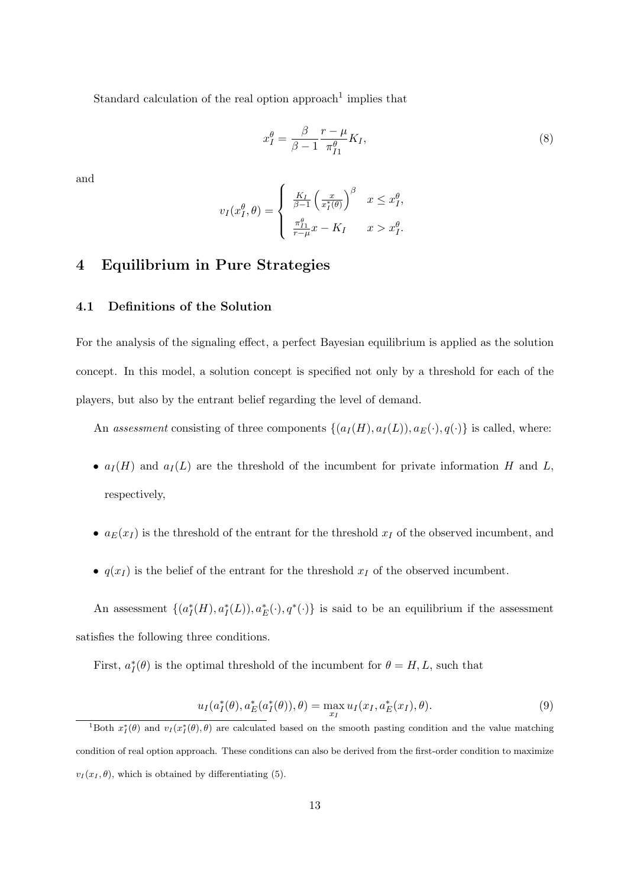Standard calculation of the real option approach[1] implies that

$$x_I^\theta = \frac{\beta}{\beta - 1} \frac{r - \mu}{\pi_{I1}^\theta} K_I, \tag{8}$$

and

$$v_I(x_I^\theta, \theta) = \begin{cases} \frac{K_I}{\beta - 1} \left( \frac{x}{x_I^*(\theta)} \right)^\beta & x \le x_I^\theta, \\ \frac{\pi_{I1}^\theta}{r - \mu} x - K_I & x > x_I^\theta. \end{cases}$$

## 4 Equilibrium in Pure Strategies

### 4.1 Definitions of the Solution

For the analysis of the signaling effect, a perfect Bayesian equilibrium is applied as the solution concept. In this model, a solution concept is specified not only by a threshold for each of the players, but also by the entrant belief regarding the level of demand.

An *assessment* consisting of three components $\{(a_I(H), a_I(L)), a_E(\cdot), q(\cdot)\}$ is called, where:

- $a_I(H)$ and $a_I(L)$ are the threshold of the incumbent for private information $H$ and $L$, respectively,
- $a_E(x_I)$ is the threshold of the entrant for the threshold $x_I$ of the observed incumbent, and
- $q(x_I)$ is the belief of the entrant for the threshold $x_I$ of the observed incumbent.

An assessment $\{(a_I^*(H), a_I^*(L)), a_E^*(\cdot), q^*(\cdot)\}$ is said to be an equilibrium if the assessment satisfies the following three conditions.

First, $a_I^*(\theta)$ is the optimal threshold of the incumbent for $\theta = H, L$, such that

$$u_I(a_I^*(\theta), a_E^*(a_I^*(\theta)), \theta) = \max_{x_I} u_I(x_I, a_E^*(x_I), \theta). \tag{9}$$

[1] Both $x_I^*(\theta)$ and $v_I(x_I^*(\theta), \theta)$ are calculated based on the smooth pasting condition and the value matching condition of real option approach. These conditions can also be derived from the first-order condition to maximize $v_I(x_I, \theta)$, which is obtained by differentiating (5).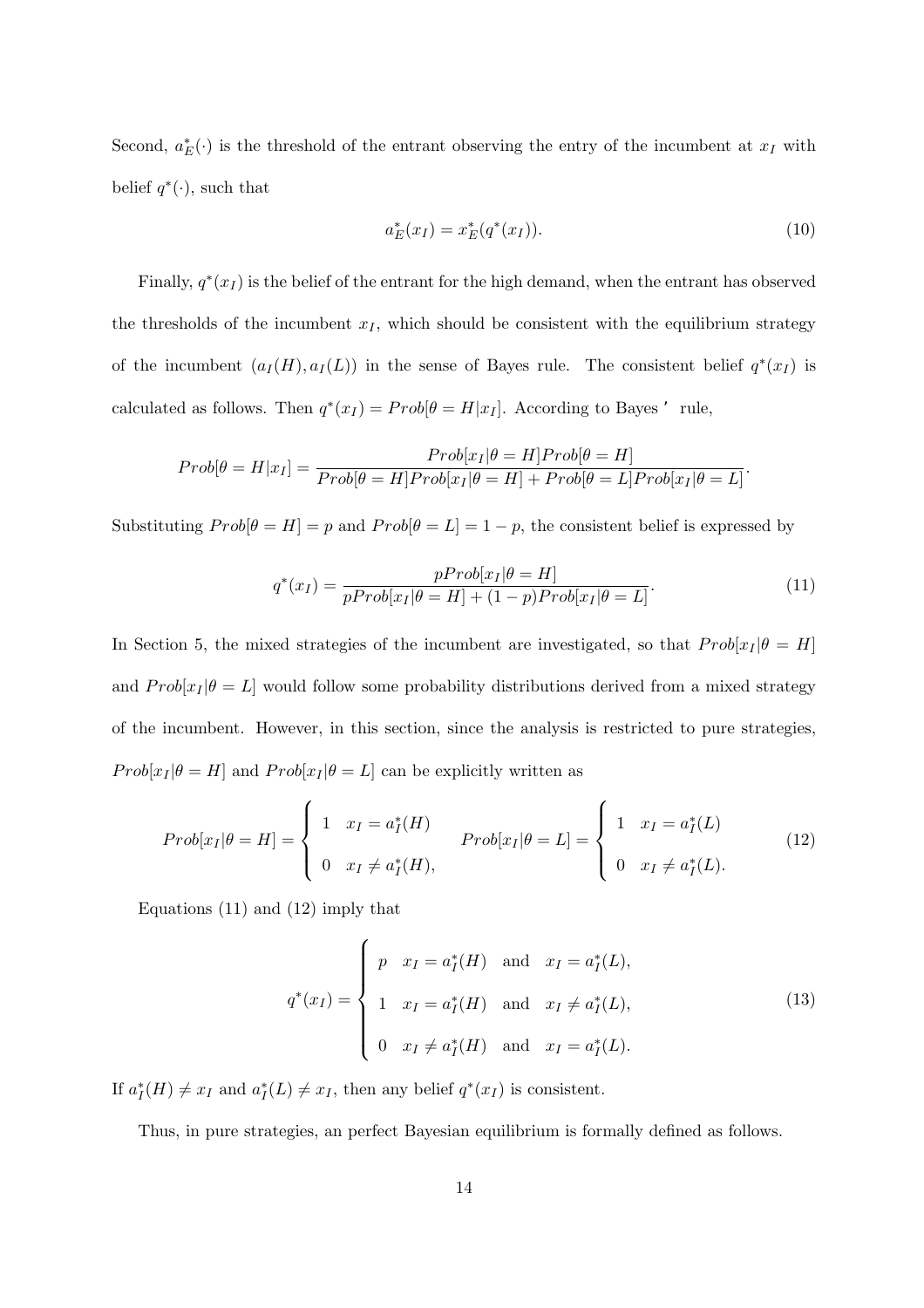Second, $a_E^*(\cdot)$ is the threshold of the entrant observing the entry of the incumbent at $x_I$ with belief $q^*(\cdot)$, such that

$$a_E^*(x_I) = x_E^*(q^*(x_I)). \tag{10}$$

Finally, $q^*(x_I)$ is the belief of the entrant for the high demand, when the entrant has observed the thresholds of the incumbent $x_I$, which should be consistent with the equilibrium strategy of the incumbent $(a_I(H), a_I(L))$ in the sense of Bayes rule. The consistent belief $q^*(x_I)$ is calculated as follows. Then $q^*(x_I) = Prob[\theta = H|x_I]$. According to Bayes' rule,

$$Prob[\theta = H|x_I] = \frac{Prob[x_I|\theta = H]Prob[\theta = H]}{Prob[\theta = H]Prob[x_I|\theta = H] + Prob[\theta = L]Prob[x_I|\theta = L]}.$$

Substituting $Prob[\theta = H] = p$ and $Prob[\theta = L] = 1 - p$, the consistent belief is expressed by

$$q^*(x_I) = \frac{pProb[x_I|\theta = H]}{pProb[x_I|\theta = H] + (1-p)Prob[x_I|\theta = L]}. \tag{11}$$

In Section 5, the mixed strategies of the incumbent are investigated, so that $Prob[x_I|\theta = H]$ and $Prob[x_I|\theta = L]$ would follow some probability distributions derived from a mixed strategy of the incumbent. However, in this section, since the analysis is restricted to pure strategies, $Prob[x_I|\theta = H]$ and $Prob[x_I|\theta = L]$ can be explicitly written as

$$Prob[x_I|\theta = H] = \begin{cases} 1 & x_I = a_I^*(H) \\ 0 & x_I \neq a_I^*(H), \end{cases} \qquad Prob[x_I|\theta = L] = \begin{cases} 1 & x_I = a_I^*(L) \\ 0 & x_I \neq a_I^*(L). \end{cases} \tag{12}$$

Equations (11) and (12) imply that

$$q^*(x_I) = \begin{cases} p & x_I = a_I^*(H) \quad \text{and} \quad x_I = a_I^*(L), \\ 1 & x_I = a_I^*(H) \quad \text{and} \quad x_I \neq a_I^*(L), \\ 0 & x_I \neq a_I^*(H) \quad \text{and} \quad x_I = a_I^*(L). \end{cases} \tag{13}$$

If $a_I^*(H) \neq x_I$ and $a_I^*(L) \neq x_I$, then any belief $q^*(x_I)$ is consistent.

Thus, in pure strategies, an perfect Bayesian equilibrium is formally defined as follows.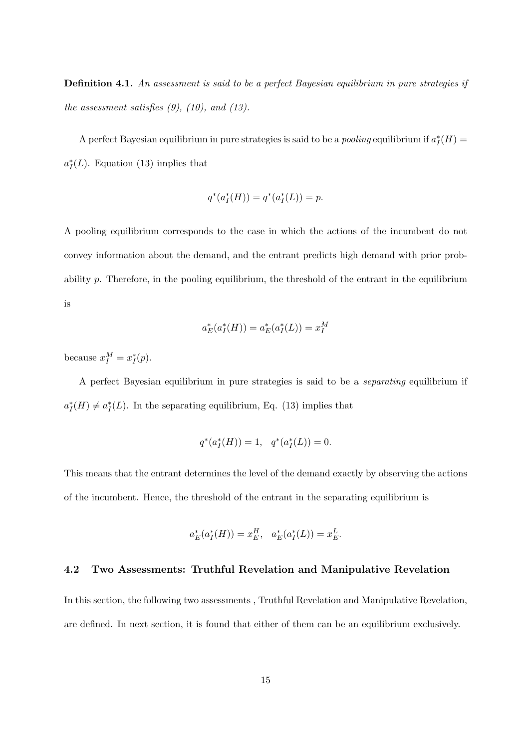**Definition 4.1.** *An assessment is said to be a perfect Bayesian equilibrium in pure strategies if the assessment satisfies (9), (10), and (13).*

A perfect Bayesian equilibrium in pure strategies is said to be a *pooling* equilibrium if $a_I^*(H) = a_I^*(L)$. Equation (13) implies that

$$q^*(a_I^*(H)) = q^*(a_I^*(L)) = p.$$

A pooling equilibrium corresponds to the case in which the actions of the incumbent do not convey information about the demand, and the entrant predicts high demand with prior probability $p$. Therefore, in the pooling equilibrium, the threshold of the entrant in the equilibrium is

$$a_E^*(a_I^*(H)) = a_E^*(a_I^*(L)) = x_I^M$$

because $x_I^M = x_I^*(p)$.

A perfect Bayesian equilibrium in pure strategies is said to be a *separating* equilibrium if $a_I^*(H) \neq a_I^*(L)$. In the separating equilibrium, Eq. (13) implies that

$$q^*(a_I^*(H)) = 1, \quad q^*(a_I^*(L)) = 0.$$

This means that the entrant determines the level of the demand exactly by observing the actions of the incumbent. Hence, the threshold of the entrant in the separating equilibrium is

$$a_E^*(a_I^*(H)) = x_E^H, \quad a_E^*(a_I^*(L)) = x_E^L.$$

### 4.2 Two Assessments: Truthful Revelation and Manipulative Revelation

In this section, the following two assessments , Truthful Revelation and Manipulative Revelation, are defined. In next section, it is found that either of them can be an equilibrium exclusively.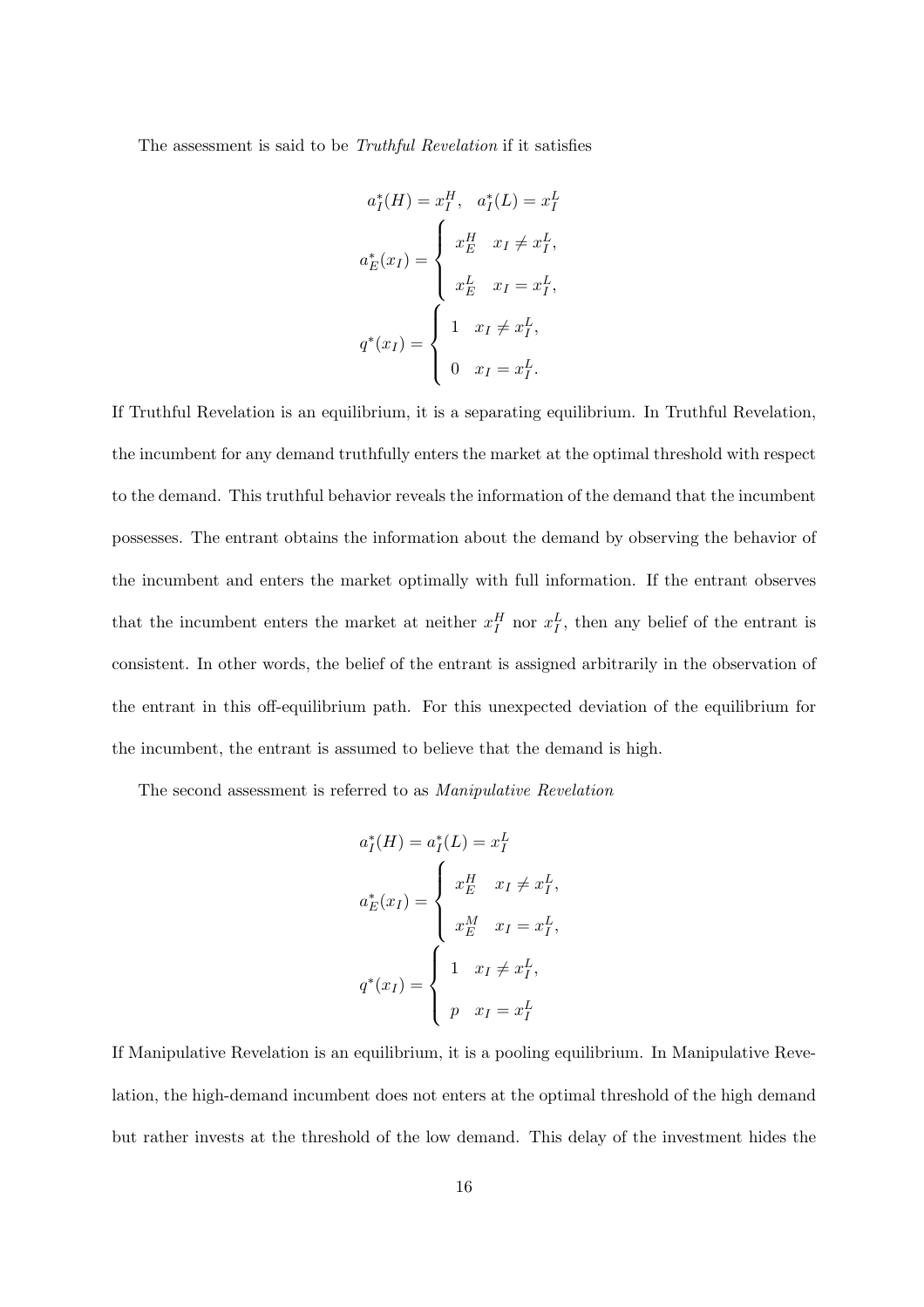The assessment is said to be *Truthful Revelation* if it satisfies

$$a_I^*(H) = x_I^H, \quad a_I^*(L) = x_I^L$$

$$a_E^*(x_I) = \begin{cases} x_E^H & x_I \neq x_I^L, \\ x_E^L & x_I = x_I^L, \end{cases}$$

$$q^*(x_I) = \begin{cases} 1 & x_I \neq x_I^L, \\ 0 & x_I = x_I^L. \end{cases}$$

If Truthful Revelation is an equilibrium, it is a separating equilibrium. In Truthful Revelation, the incumbent for any demand truthfully enters the market at the optimal threshold with respect to the demand. This truthful behavior reveals the information of the demand that the incumbent possesses. The entrant obtains the information about the demand by observing the behavior of the incumbent and enters the market optimally with full information. If the entrant observes that the incumbent enters the market at neither $x_I^H$ nor $x_I^L$, then any belief of the entrant is consistent. In other words, the belief of the entrant is assigned arbitrarily in the observation of the entrant in this off-equilibrium path. For this unexpected deviation of the equilibrium for the incumbent, the entrant is assumed to believe that the demand is high.

The second assessment is referred to as *Manipulative Revelation*

$$a_I^*(H) = a_I^*(L) = x_I^L$$

$$a_E^*(x_I) = \begin{cases} x_E^H & x_I \neq x_I^L, \\ x_E^M & x_I = x_I^L, \end{cases}$$

$$q^*(x_I) = \begin{cases} 1 & x_I \neq x_I^L, \\ p & x_I = x_I^L \end{cases}$$

If Manipulative Revelation is an equilibrium, it is a pooling equilibrium. In Manipulative Revelation, the high-demand incumbent does not enters at the optimal threshold of the high demand but rather invests at the threshold of the low demand. This delay of the investment hides the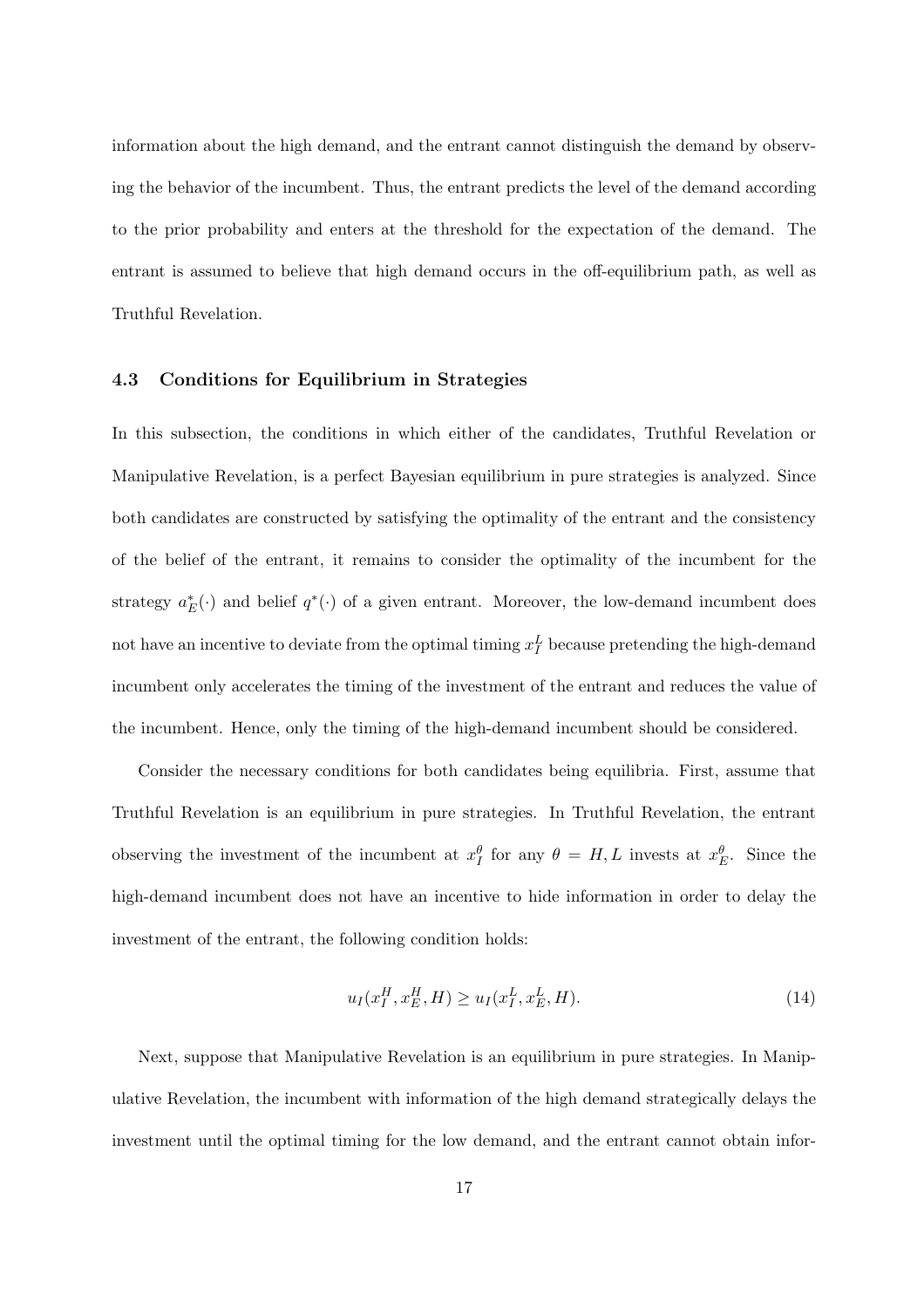information about the high demand, and the entrant cannot distinguish the demand by observing the behavior of the incumbent. Thus, the entrant predicts the level of the demand according to the prior probability and enters at the threshold for the expectation of the demand. The entrant is assumed to believe that high demand occurs in the off-equilibrium path, as well as Truthful Revelation.

### 4.3 Conditions for Equilibrium in Strategies

In this subsection, the conditions in which either of the candidates, Truthful Revelation or Manipulative Revelation, is a perfect Bayesian equilibrium in pure strategies is analyzed. Since both candidates are constructed by satisfying the optimality of the entrant and the consistency of the belief of the entrant, it remains to consider the optimality of the incumbent for the strategy $a_E^*(\cdot)$ and belief $q^*(\cdot)$ of a given entrant. Moreover, the low-demand incumbent does not have an incentive to deviate from the optimal timing $x_I^L$ because pretending the high-demand incumbent only accelerates the timing of the investment of the entrant and reduces the value of the incumbent. Hence, only the timing of the high-demand incumbent should be considered.

Consider the necessary conditions for both candidates being equilibria. First, assume that Truthful Revelation is an equilibrium in pure strategies. In Truthful Revelation, the entrant observing the investment of the incumbent at $x_I^\theta$ for any $\theta = H, L$ invests at $x_E^\theta$. Since the high-demand incumbent does not have an incentive to hide information in order to delay the investment of the entrant, the following condition holds:

$$u_I(x_I^H, x_E^H, H) \geq u_I(x_I^L, x_E^L, H). \tag{14}$$

Next, suppose that Manipulative Revelation is an equilibrium in pure strategies. In Manipulative Revelation, the incumbent with information of the high demand strategically delays the investment until the optimal timing for the low demand, and the entrant cannot obtain infor-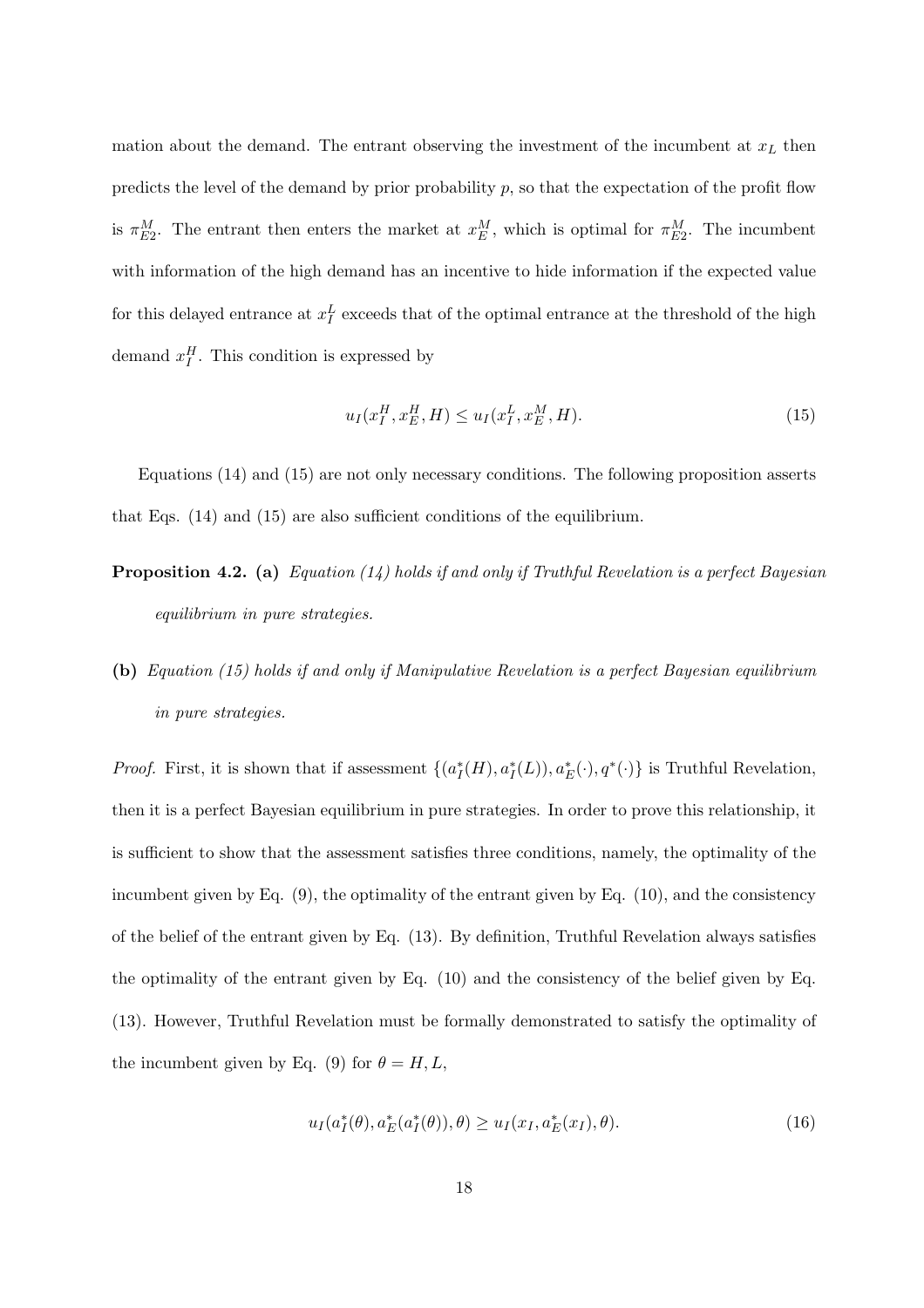mation about the demand. The entrant observing the investment of the incumbent at $x_L$ then predicts the level of the demand by prior probability $p$, so that the expectation of the profit flow is $\pi^M_{E2}$. The entrant then enters the market at $x^M_E$, which is optimal for $\pi^M_{E2}$. The incumbent with information of the high demand has an incentive to hide information if the expected value for this delayed entrance at $x^L_I$ exceeds that of the optimal entrance at the threshold of the high demand $x^H_I$. This condition is expressed by

$$u_I(x^H_I, x^H_E, H) \leq u_I(x^L_I, x^M_E, H). \tag{15}$$

Equations (14) and (15) are not only necessary conditions. The following proposition asserts that Eqs. (14) and (15) are also sufficient conditions of the equilibrium.

**Proposition 4.2. (a)** *Equation (14) holds if and only if Truthful Revelation is a perfect Bayesian equilibrium in pure strategies.*

**(b)** *Equation (15) holds if and only if Manipulative Revelation is a perfect Bayesian equilibrium in pure strategies.*

*Proof.* First, it is shown that if assessment $\{(a^*_I(H), a^*_I(L)), a^*_E(\cdot), q^*(\cdot)\}$ is Truthful Revelation, then it is a perfect Bayesian equilibrium in pure strategies. In order to prove this relationship, it is sufficient to show that the assessment satisfies three conditions, namely, the optimality of the incumbent given by Eq. (9), the optimality of the entrant given by Eq. (10), and the consistency of the belief of the entrant given by Eq. (13). By definition, Truthful Revelation always satisfies the optimality of the entrant given by Eq. (10) and the consistency of the belief given by Eq. (13). However, Truthful Revelation must be formally demonstrated to satisfy the optimality of the incumbent given by Eq. (9) for $\theta = H, L$,

$$u_I(a^*_I(\theta), a^*_E(a^*_I(\theta)), \theta) \geq u_I(x_I, a^*_E(x_I), \theta). \tag{16}$$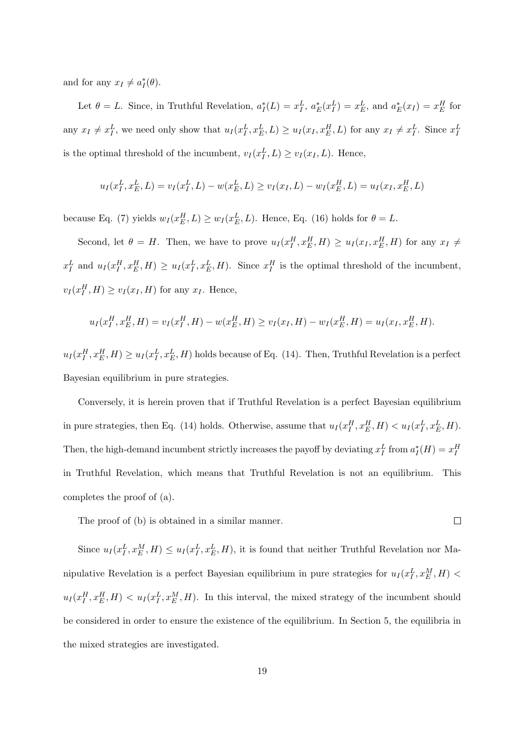and for any $x_I \neq a_I^*(\theta)$.

Let $\theta = L$. Since, in Truthful Revelation, $a_I^*(L) = x_I^L$, $a_E^*(x_I^L) = x_E^L$, and $a_E^*(x_I) = x_E^H$ for any $x_I \neq x_I^L$, we need only show that $u_I(x_I^L, x_E^L, L) \geq u_I(x_I, x_E^H, L)$ for any $x_I \neq x_I^L$. Since $x_I^L$ is the optimal threshold of the incumbent, $v_I(x_I^L, L) \geq v_I(x_I, L)$. Hence,

$$u_I(x_I^L, x_E^L, L) = v_I(x_I^L, L) - w(x_E^L, L) \geq v_I(x_I, L) - w_I(x_E^H, L) = u_I(x_I, x_E^H, L)$$

because Eq. (7) yields $w_I(x_E^H, L) \geq w_I(x_E^L, L)$. Hence, Eq. (16) holds for $\theta = L$.

Second, let $\theta = H$. Then, we have to prove $u_I(x_I^H, x_E^H, H) \geq u_I(x_I, x_E^H, H)$ for any $x_I \neq x_I^L$ and $u_I(x_I^H, x_E^H, H) \geq u_I(x_I^L, x_E^L, H)$. Since $x_I^H$ is the optimal threshold of the incumbent, $v_I(x_I^H, H) \geq v_I(x_I, H)$ for any $x_I$. Hence,

$$u_I(x_I^H, x_E^H, H) = v_I(x_I^H, H) - w(x_E^H, H) \geq v_I(x_I, H) - w_I(x_E^H, H) = u_I(x_I, x_E^H, H).$$

$u_I(x_I^H, x_E^H, H) \geq u_I(x_I^L, x_E^L, H)$ holds because of Eq. (14). Then, Truthful Revelation is a perfect Bayesian equilibrium in pure strategies.

Conversely, it is herein proven that if Truthful Revelation is a perfect Bayesian equilibrium in pure strategies, then Eq. (14) holds. Otherwise, assume that $u_I(x_I^H, x_E^H, H) < u_I(x_I^L, x_E^L, H)$. Then, the high-demand incumbent strictly increases the payoff by deviating $x_I^L$ from $a_I^*(H) = x_I^H$ in Truthful Revelation, which means that Truthful Revelation is not an equilibrium. This completes the proof of (a).

The proof of (b) is obtained in a similar manner. $\square$

Since $u_I(x_I^L, x_E^M, H) \leq u_I(x_I^L, x_E^L, H)$, it is found that neither Truthful Revelation nor Manipulative Revelation is a perfect Bayesian equilibrium in pure strategies for $u_I(x_I^L, x_E^M, H) < u_I(x_I^H, x_E^H, H) < u_I(x_I^L, x_E^M, H)$. In this interval, the mixed strategy of the incumbent should be considered in order to ensure the existence of the equilibrium. In Section 5, the equilibria in the mixed strategies are investigated.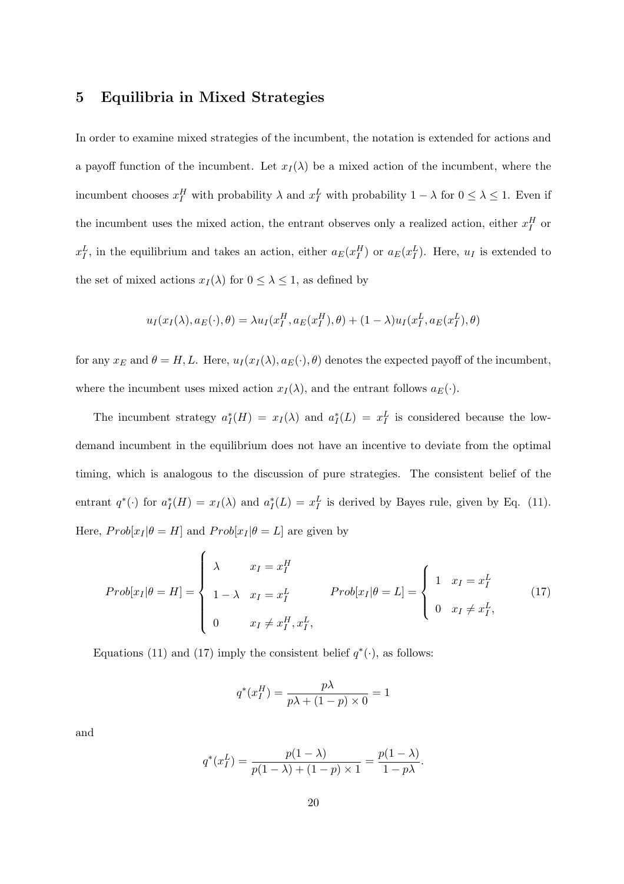## 5 Equilibria in Mixed Strategies

In order to examine mixed strategies of the incumbent, the notation is extended for actions and a payoff function of the incumbent. Let $x_I(\lambda)$ be a mixed action of the incumbent, where the incumbent chooses $x_I^H$ with probability $\lambda$ and $x_I^L$ with probability $1-\lambda$ for $0 \leq \lambda \leq 1$. Even if the incumbent uses the mixed action, the entrant observes only a realized action, either $x_I^H$ or $x_I^L$, in the equilibrium and takes an action, either $a_E(x_I^H)$ or $a_E(x_I^L)$. Here, $u_I$ is extended to the set of mixed actions $x_I(\lambda)$ for $0 \leq \lambda \leq 1$, as defined by

$$u_I(x_I(\lambda), a_E(\cdot), \theta) = \lambda u_I(x_I^H, a_E(x_I^H), \theta) + (1-\lambda) u_I(x_I^L, a_E(x_I^L), \theta)$$

for any $x_E$ and $\theta = H, L$. Here, $u_I(x_I(\lambda), a_E(\cdot), \theta)$ denotes the expected payoff of the incumbent, where the incumbent uses mixed action $x_I(\lambda)$, and the entrant follows $a_E(\cdot)$.

The incumbent strategy $a_I^*(H) = x_I(\lambda)$ and $a_I^*(L) = x_I^L$ is considered because the low-demand incumbent in the equilibrium does not have an incentive to deviate from the optimal timing, which is analogous to the discussion of pure strategies. The consistent belief of the entrant $q^*(\cdot)$ for $a_I^*(H) = x_I(\lambda)$ and $a_I^*(L) = x_I^L$ is derived by Bayes rule, given by Eq. (11). Here, $Prob[x_I|\theta = H]$ and $Prob[x_I|\theta = L]$ are given by

$$Prob[x_I|\theta = H] = \begin{cases} \lambda & x_I = x_I^H \\ 1-\lambda & x_I = x_I^L \\ 0 & x_I \neq x_I^H, x_I^L, \end{cases} \qquad Prob[x_I|\theta = L] = \begin{cases} 1 & x_I = x_I^L \\ 0 & x_I \neq x_I^L, \end{cases} \tag{17}$$

Equations (11) and (17) imply the consistent belief $q^*(\cdot)$, as follows:

$$q^*(x_I^H) = \frac{p\lambda}{p\lambda + (1-p) \times 0} = 1$$

and

$$q^*(x_I^L) = \frac{p(1-\lambda)}{p(1-\lambda) + (1-p) \times 1} = \frac{p(1-\lambda)}{1-p\lambda}.$$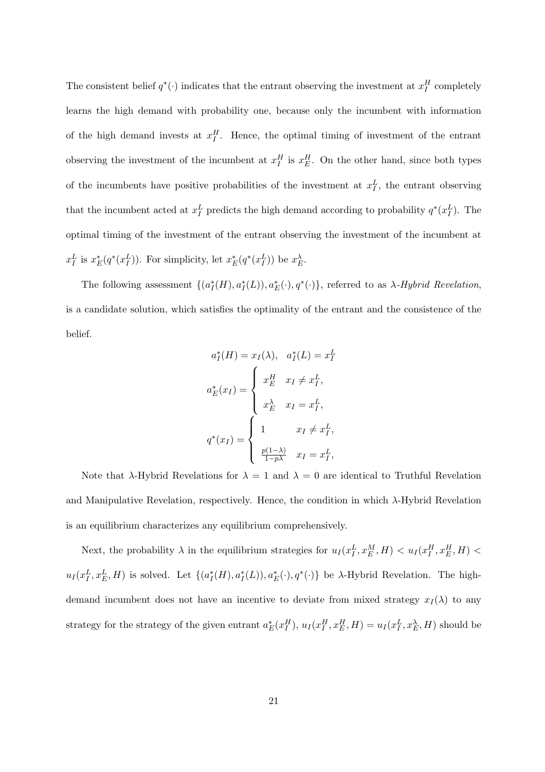The consistent belief $q^*(\cdot)$ indicates that the entrant observing the investment at $x_I^H$ completely learns the high demand with probability one, because only the incumbent with information of the high demand invests at $x_I^H$. Hence, the optimal timing of investment of the entrant observing the investment of the incumbent at $x_I^H$ is $x_E^H$. On the other hand, since both types of the incumbents have positive probabilities of the investment at $x_I^L$, the entrant observing that the incumbent acted at $x_I^L$ predicts the high demand according to probability $q^*(x_I^L)$. The optimal timing of the investment of the entrant observing the investment of the incumbent at $x_I^L$ is $x_E^*(q^*(x_I^L))$. For simplicity, let $x_E^*(q^*(x_I^L))$ be $x_E^\lambda$.

The following assessment $\{(a_I^*(H), a_I^*(L)), a_E^*(\cdot), q^*(\cdot)\}$, referred to as *λ-Hybrid Revelation*, is a candidate solution, which satisfies the optimality of the entrant and the consistence of the belief.

$$
a_I^*(H) = x_I(\lambda), \quad a_I^*(L) = x_I^L
$$

$$
a_E^*(x_I) = \begin{cases} x_E^H & x_I \neq x_I^L, \\ x_E^\lambda & x_I = x_I^L, \end{cases}
$$

$$
q^*(x_I) = \begin{cases} 1 & x_I \neq x_I^L, \\ \frac{p(1-\lambda)}{1-p\lambda} & x_I = x_I^L, \end{cases}
$$

Note that λ-Hybrid Revelations for $\lambda = 1$ and $\lambda = 0$ are identical to Truthful Revelation and Manipulative Revelation, respectively. Hence, the condition in which λ-Hybrid Revelation is an equilibrium characterizes any equilibrium comprehensively.

Next, the probability $\lambda$ in the equilibrium strategies for $u_I(x_I^L, x_E^M, H) < u_I(x_I^H, x_E^H, H) < u_I(x_I^L, x_E^L, H)$ is solved. Let $\{(a_I^*(H), a_I^*(L)), a_E^*(\cdot), q^*(\cdot)\}$ be λ-Hybrid Revelation. The high-demand incumbent does not have an incentive to deviate from mixed strategy $x_I(\lambda)$ to any strategy for the strategy of the given entrant $a_E^*(x_I^H)$, $u_I(x_I^H, x_E^H, H) = u_I(x_I^L, x_E^\lambda, H)$ should be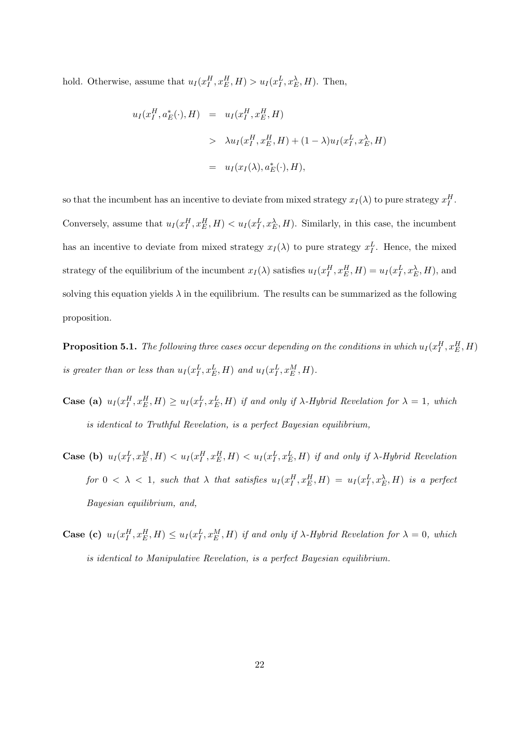hold. Otherwise, assume that $u_I(x_I^H, x_E^H, H) > u_I(x_I^L, x_E^\lambda, H)$. Then,

$$
\begin{aligned}
u_I(x_I^H, a_E^*(\cdot), H) &= u_I(x_I^H, x_E^H, H) \\
&> \lambda u_I(x_I^H, x_E^H, H) + (1-\lambda) u_I(x_I^L, x_E^\lambda, H) \\
&= u_I(x_I(\lambda), a_E^*(\cdot), H),
\end{aligned}
$$

so that the incumbent has an incentive to deviate from mixed strategy $x_I(\lambda)$ to pure strategy $x_I^H$. Conversely, assume that $u_I(x_I^H, x_E^H, H) < u_I(x_I^L, x_E^\lambda, H)$. Similarly, in this case, the incumbent has an incentive to deviate from mixed strategy $x_I(\lambda)$ to pure strategy $x_I^L$. Hence, the mixed strategy of the equilibrium of the incumbent $x_I(\lambda)$ satisfies $u_I(x_I^H, x_E^H, H) = u_I(x_I^L, x_E^\lambda, H)$, and solving this equation yields $\lambda$ in the equilibrium. The results can be summarized as the following proposition.

**Proposition 5.1.** *The following three cases occur depending on the conditions in which $u_I(x_I^H, x_E^H, H)$ is greater than or less than $u_I(x_I^L, x_E^L, H)$ and $u_I(x_I^L, x_E^M, H)$.*

**Case (a)** *$u_I(x_I^H, x_E^H, H) \geq u_I(x_I^L, x_E^L, H)$ if and only if $\lambda$-Hybrid Revelation for $\lambda = 1$, which is identical to Truthful Revelation, is a perfect Bayesian equilibrium,*

**Case (b)** *$u_I(x_I^L, x_E^M, H) < u_I(x_I^H, x_E^H, H) < u_I(x_I^L, x_E^L, H)$ if and only if $\lambda$-Hybrid Revelation for $0 < \lambda < 1$, such that $\lambda$ that satisfies $u_I(x_I^H, x_E^H, H) = u_I(x_I^L, x_E^\lambda, H)$ is a perfect Bayesian equilibrium, and,*

**Case (c)** *$u_I(x_I^H, x_E^H, H) \leq u_I(x_I^L, x_E^M, H)$ if and only if $\lambda$-Hybrid Revelation for $\lambda = 0$, which is identical to Manipulative Revelation, is a perfect Bayesian equilibrium.*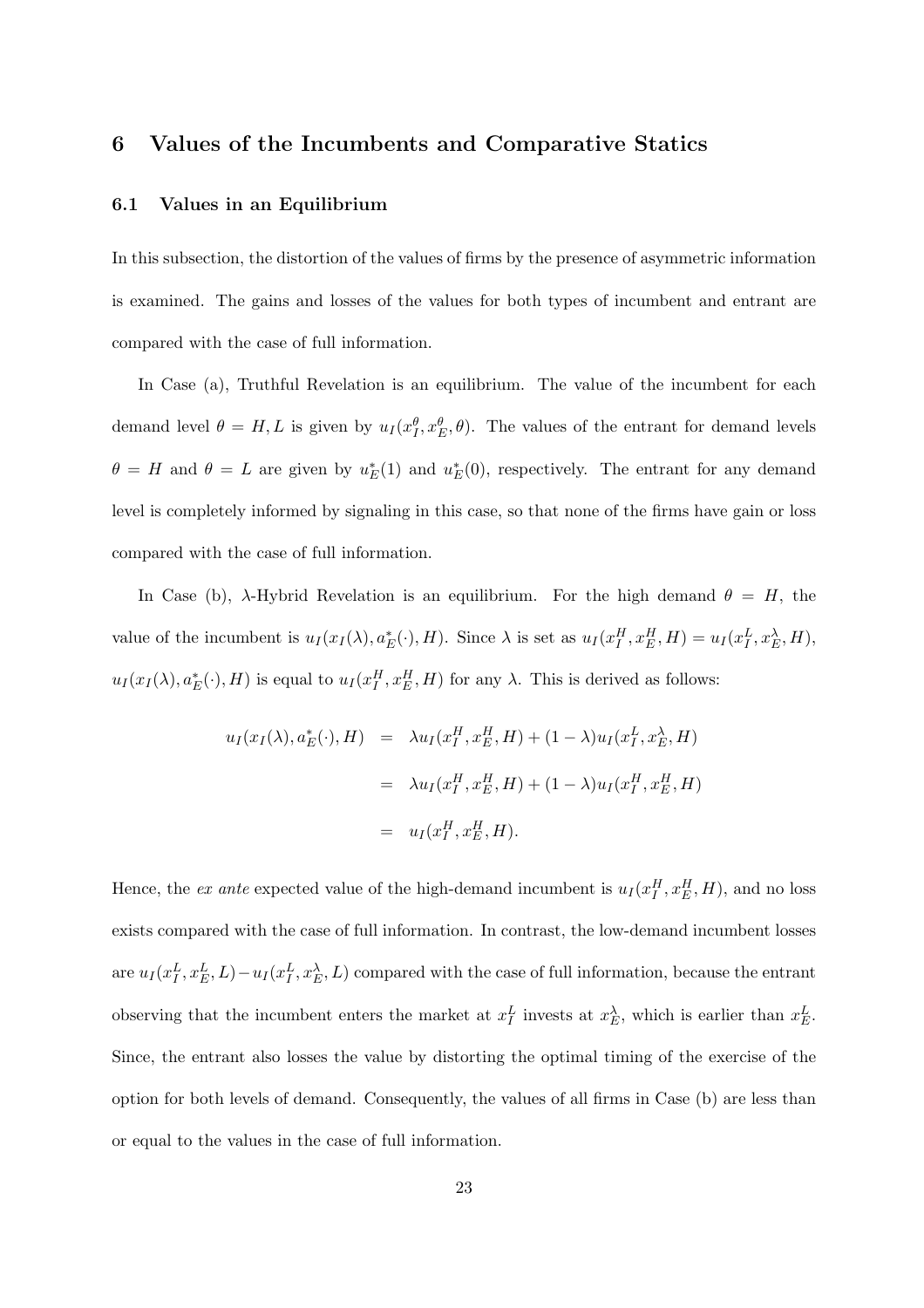## 6 Values of the Incumbents and Comparative Statics

### 6.1 Values in an Equilibrium

In this subsection, the distortion of the values of firms by the presence of asymmetric information is examined. The gains and losses of the values for both types of incumbent and entrant are compared with the case of full information.

In Case (a), Truthful Revelation is an equilibrium. The value of the incumbent for each demand level $\theta = H, L$ is given by $u_I(x_I^\theta, x_E^\theta, \theta)$. The values of the entrant for demand levels $\theta = H$ and $\theta = L$ are given by $u_E^*(1)$ and $u_E^*(0)$, respectively. The entrant for any demand level is completely informed by signaling in this case, so that none of the firms have gain or loss compared with the case of full information.

In Case (b), $\lambda$-Hybrid Revelation is an equilibrium. For the high demand $\theta = H$, the value of the incumbent is $u_I(x_I(\lambda), a_E^*(\cdot), H)$. Since $\lambda$ is set as $u_I(x_I^H, x_E^H, H) = u_I(x_I^L, x_E^\lambda, H)$, $u_I(x_I(\lambda), a_E^*(\cdot), H)$ is equal to $u_I(x_I^H, x_E^H, H)$ for any $\lambda$. This is derived as follows:

$$
\begin{aligned}
u_I(x_I(\lambda), a_E^*(\cdot), H) &= \lambda u_I(x_I^H, x_E^H, H) + (1-\lambda) u_I(x_I^L, x_E^\lambda, H) \\
&= \lambda u_I(x_I^H, x_E^H, H) + (1-\lambda) u_I(x_I^H, x_E^H, H) \\
&= u_I(x_I^H, x_E^H, H).
\end{aligned}
$$

Hence, the *ex ante* expected value of the high-demand incumbent is $u_I(x_I^H, x_E^H, H)$, and no loss exists compared with the case of full information. In contrast, the low-demand incumbent losses are $u_I(x_I^L, x_E^L, L) - u_I(x_I^L, x_E^\lambda, L)$ compared with the case of full information, because the entrant observing that the incumbent enters the market at $x_I^L$ invests at $x_E^\lambda$, which is earlier than $x_E^L$. Since, the entrant also losses the value by distorting the optimal timing of the exercise of the option for both levels of demand. Consequently, the values of all firms in Case (b) are less than or equal to the values in the case of full information.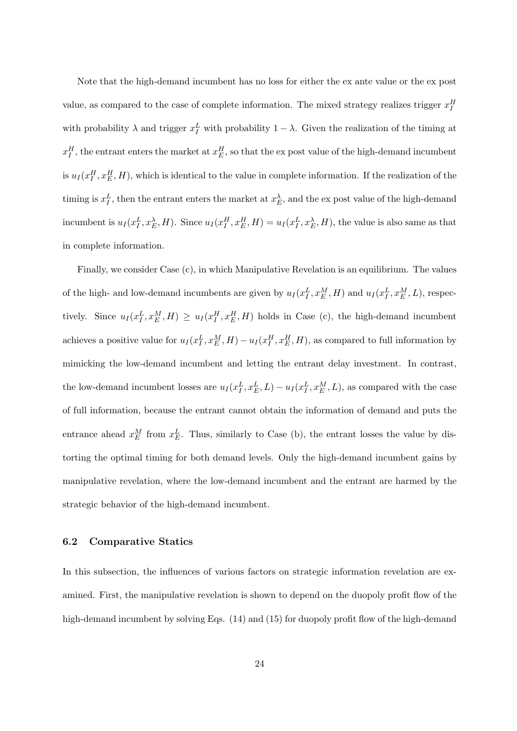Note that the high-demand incumbent has no loss for either the ex ante value or the ex post value, as compared to the case of complete information. The mixed strategy realizes trigger $x_I^H$ with probability $\lambda$ and trigger $x_I^L$ with probability $1-\lambda$. Given the realization of the timing at $x_I^H$, the entrant enters the market at $x_E^H$, so that the ex post value of the high-demand incumbent is $u_I(x_I^H, x_E^H, H)$, which is identical to the value in complete information. If the realization of the timing is $x_I^L$, then the entrant enters the market at $x_E^\lambda$, and the ex post value of the high-demand incumbent is $u_I(x_I^L, x_E^\lambda, H)$. Since $u_I(x_I^H, x_E^H, H) = u_I(x_I^L, x_E^\lambda, H)$, the value is also same as that in complete information.

Finally, we consider Case (c), in which Manipulative Revelation is an equilibrium. The values of the high- and low-demand incumbents are given by $u_I(x_I^L, x_E^M, H)$ and $u_I(x_I^L, x_E^M, L)$, respectively. Since $u_I(x_I^L, x_E^M, H) \geq u_I(x_I^H, x_E^H, H)$ holds in Case (c), the high-demand incumbent achieves a positive value for $u_I(x_I^L, x_E^M, H) - u_I(x_I^H, x_E^H, H)$, as compared to full information by mimicking the low-demand incumbent and letting the entrant delay investment. In contrast, the low-demand incumbent losses are $u_I(x_I^L, x_E^L, L) - u_I(x_I^L, x_E^M, L)$, as compared with the case of full information, because the entrant cannot obtain the information of demand and puts the entrance ahead $x_E^M$ from $x_E^L$. Thus, similarly to Case (b), the entrant losses the value by distorting the optimal timing for both demand levels. Only the high-demand incumbent gains by manipulative revelation, where the low-demand incumbent and the entrant are harmed by the strategic behavior of the high-demand incumbent.

### 6.2 Comparative Statics

In this subsection, the influences of various factors on strategic information revelation are examined. First, the manipulative revelation is shown to depend on the duopoly profit flow of the high-demand incumbent by solving Eqs. (14) and (15) for duopoly profit flow of the high-demand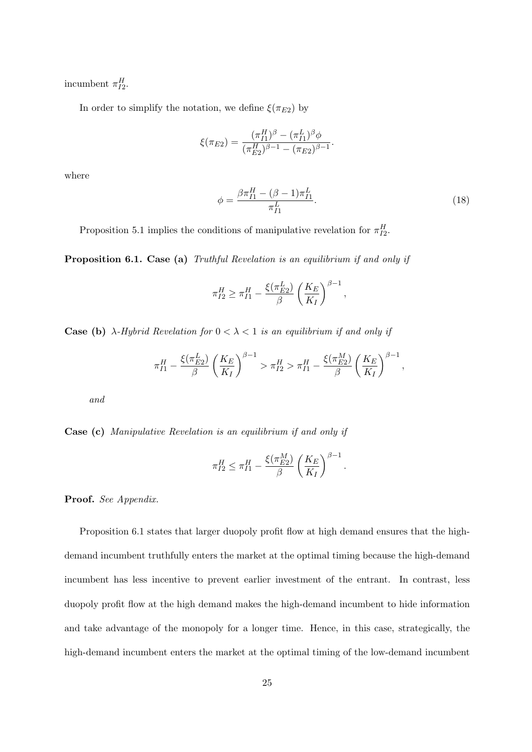incumbent $\pi_{I2}^H$.

In order to simplify the notation, we define $\xi(\pi_{E2})$ by

$$\xi(\pi_{E2}) = \frac{(\pi_{I1}^H)^\beta - (\pi_{I1}^L)^\beta \phi}{(\pi_{E2}^H)^{\beta-1} - (\pi_{E2})^{\beta-1}}.$$

where

$$\phi = \frac{\beta \pi_{I1}^H - (\beta - 1)\pi_{I1}^L}{\pi_{I1}^L}. \tag{18}$$

Proposition 5.1 implies the conditions of manipulative revelation for $\pi_{I2}^H$.

**Proposition 6.1. Case (a)** *Truthful Revelation is an equilibrium if and only if*

$$\pi_{I2}^H \geq \pi_{I1}^H - \frac{\xi(\pi_{E2}^L)}{\beta}\left(\frac{K_E}{K_I}\right)^{\beta-1},$$

**Case (b)** *$\lambda$-Hybrid Revelation for $0 < \lambda < 1$ is an equilibrium if and only if*

$$\pi_{I1}^H - \frac{\xi(\pi_{E2}^L)}{\beta}\left(\frac{K_E}{K_I}\right)^{\beta-1} > \pi_{I2}^H > \pi_{I1}^H - \frac{\xi(\pi_{E2}^M)}{\beta}\left(\frac{K_E}{K_I}\right)^{\beta-1},$$

*and*

**Case (c)** *Manipulative Revelation is an equilibrium if and only if*

$$\pi_{I2}^H \leq \pi_{I1}^H - \frac{\xi(\pi_{E2}^M)}{\beta}\left(\frac{K_E}{K_I}\right)^{\beta-1}.$$

**Proof.** *See Appendix.*

Proposition 6.1 states that larger duopoly profit flow at high demand ensures that the high-demand incumbent truthfully enters the market at the optimal timing because the high-demand incumbent has less incentive to prevent earlier investment of the entrant. In contrast, less duopoly profit flow at the high demand makes the high-demand incumbent to hide information and take advantage of the monopoly for a longer time. Hence, in this case, strategically, the high-demand incumbent enters the market at the optimal timing of the low-demand incumbent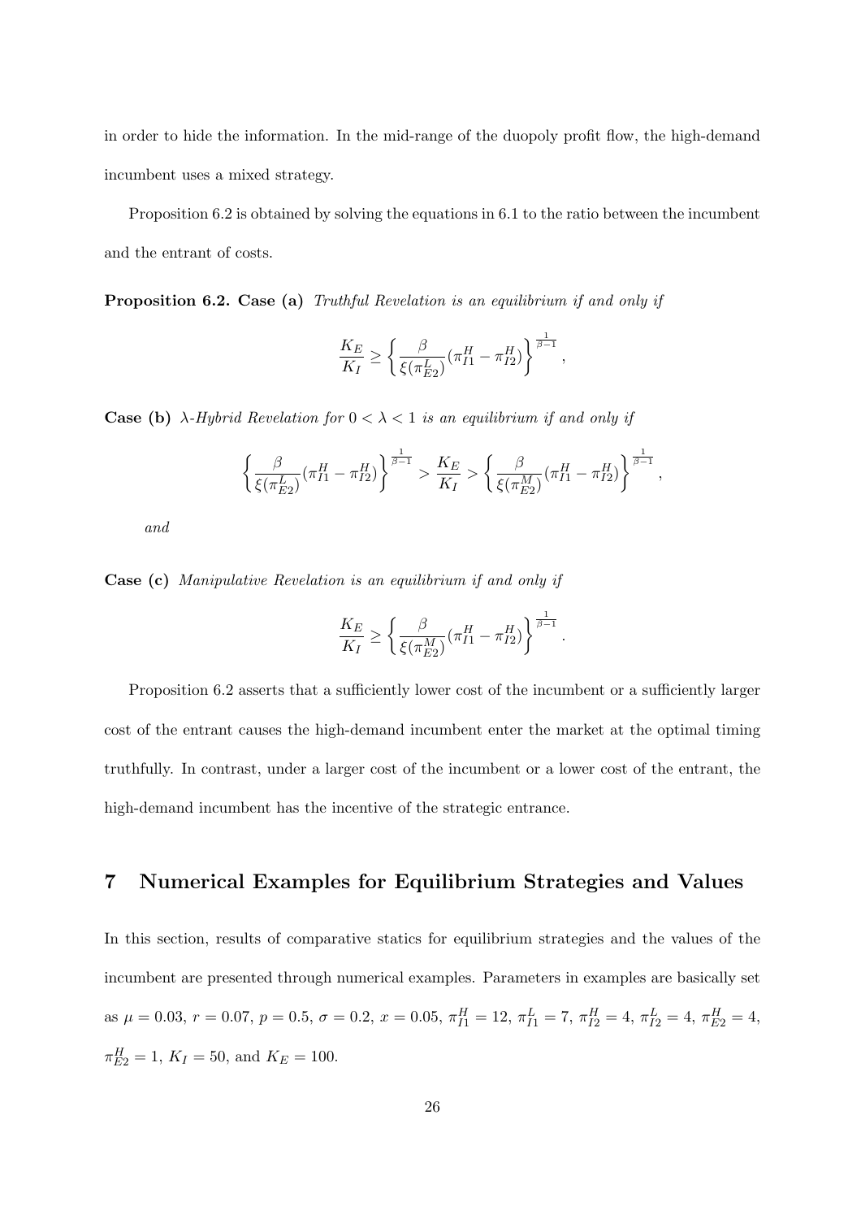in order to hide the information. In the mid-range of the duopoly profit flow, the high-demand incumbent uses a mixed strategy.

Proposition 6.2 is obtained by solving the equations in 6.1 to the ratio between the incumbent and the entrant of costs.

**Proposition 6.2. Case (a)** *Truthful Revelation is an equilibrium if and only if*

$$\frac{K_E}{K_I} \geq \left\{ \frac{\beta}{\xi(\pi_{E2}^L)} (\pi_{I1}^H - \pi_{I2}^H) \right\}^{\frac{1}{\beta-1}},$$

**Case (b)** *$\lambda$-Hybrid Revelation for $0 < \lambda < 1$ is an equilibrium if and only if*

$$\left\{ \frac{\beta}{\xi(\pi_{E2}^L)} (\pi_{I1}^H - \pi_{I2}^H) \right\}^{\frac{1}{\beta-1}} > \frac{K_E}{K_I} > \left\{ \frac{\beta}{\xi(\pi_{E2}^M)} (\pi_{I1}^H - \pi_{I2}^H) \right\}^{\frac{1}{\beta-1}},$$

*and*

**Case (c)** *Manipulative Revelation is an equilibrium if and only if*

$$\frac{K_E}{K_I} \geq \left\{ \frac{\beta}{\xi(\pi_{E2}^M)} (\pi_{I1}^H - \pi_{I2}^H) \right\}^{\frac{1}{\beta-1}}.$$

Proposition 6.2 asserts that a sufficiently lower cost of the incumbent or a sufficiently larger cost of the entrant causes the high-demand incumbent enter the market at the optimal timing truthfully. In contrast, under a larger cost of the incumbent or a lower cost of the entrant, the high-demand incumbent has the incentive of the strategic entrance.

## 7 Numerical Examples for Equilibrium Strategies and Values

In this section, results of comparative statics for equilibrium strategies and the values of the incumbent are presented through numerical examples. Parameters in examples are basically set as $\mu = 0.03$, $r = 0.07$, $p = 0.5$, $\sigma = 0.2$, $x = 0.05$, $\pi_{I1}^H = 12$, $\pi_{I1}^L = 7$, $\pi_{I2}^H = 4$, $\pi_{I2}^L = 4$, $\pi_{E2}^H = 4$, $\pi_{E2}^H = 1$, $K_I = 50$, and $K_E = 100$.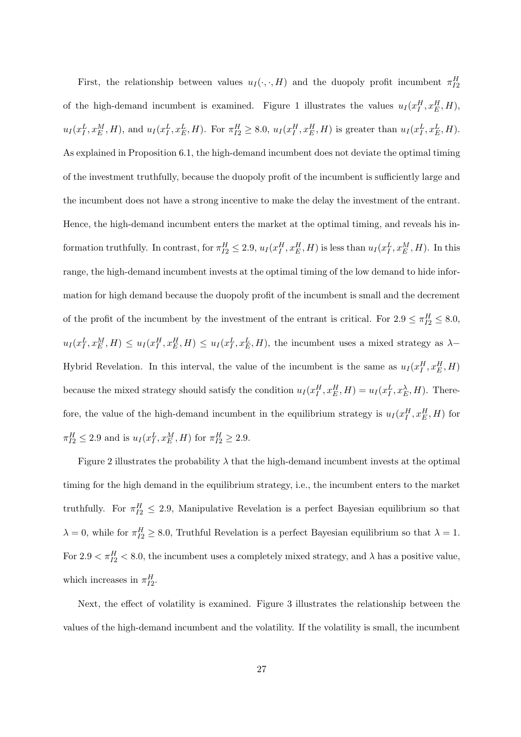First, the relationship between values $u_I(\cdot,\cdot,H)$ and the duopoly profit incumbent $\pi_{I2}^H$ of the high-demand incumbent is examined. Figure 1 illustrates the values $u_I(x_I^H, x_E^H, H)$, $u_I(x_I^L, x_E^M, H)$, and $u_I(x_I^L, x_E^L, H)$. For $\pi_{I2}^H \geq 8.0$, $u_I(x_I^H, x_E^H, H)$ is greater than $u_I(x_I^L, x_E^L, H)$. As explained in Proposition 6.1, the high-demand incumbent does not deviate the optimal timing of the investment truthfully, because the duopoly profit of the incumbent is sufficiently large and the incumbent does not have a strong incentive to make the delay the investment of the entrant. Hence, the high-demand incumbent enters the market at the optimal timing, and reveals his information truthfully. In contrast, for $\pi_{I2}^H \leq 2.9$, $u_I(x_I^H, x_E^H, H)$ is less than $u_I(x_I^L, x_E^M, H)$. In this range, the high-demand incumbent invests at the optimal timing of the low demand to hide information for high demand because the duopoly profit of the incumbent is small and the decrement of the profit of the incumbent by the investment of the entrant is critical. For $2.9 \leq \pi_{I2}^H \leq 8.0$, $u_I(x_I^L, x_E^M, H) \leq u_I(x_I^H, x_E^H, H) \leq u_I(x_I^L, x_E^L, H)$, the incumbent uses a mixed strategy as $\lambda-$ Hybrid Revelation. In this interval, the value of the incumbent is the same as $u_I(x_I^H, x_E^H, H)$ because the mixed strategy should satisfy the condition $u_I(x_I^H, x_E^H, H) = u_I(x_I^L, x_E^\lambda, H)$. Therefore, the value of the high-demand incumbent in the equilibrium strategy is $u_I(x_I^H, x_E^H, H)$ for $\pi_{I2}^H \leq 2.9$ and is $u_I(x_I^L, x_E^M, H)$ for $\pi_{I2}^H \geq 2.9$.

Figure 2 illustrates the probability $\lambda$ that the high-demand incumbent invests at the optimal timing for the high demand in the equilibrium strategy, i.e., the incumbent enters to the market truthfully. For $\pi_{I2}^H \leq 2.9$, Manipulative Revelation is a perfect Bayesian equilibrium so that $\lambda = 0$, while for $\pi_{I2}^H \geq 8.0$, Truthful Revelation is a perfect Bayesian equilibrium so that $\lambda = 1$. For $2.9 < \pi_{I2}^H < 8.0$, the incumbent uses a completely mixed strategy, and $\lambda$ has a positive value, which increases in $\pi_{I2}^H$.

Next, the effect of volatility is examined. Figure 3 illustrates the relationship between the values of the high-demand incumbent and the volatility. If the volatility is small, the incumbent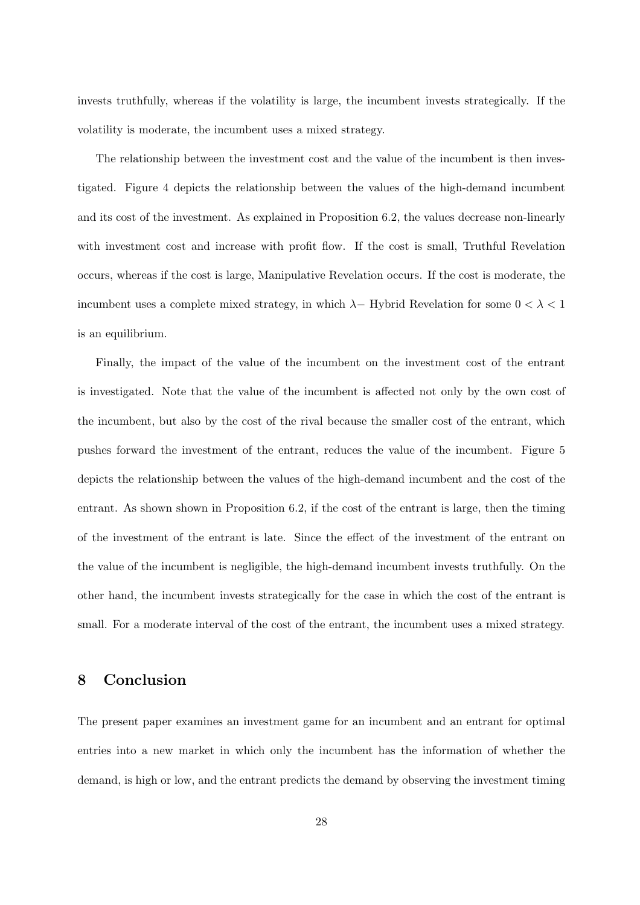invests truthfully, whereas if the volatility is large, the incumbent invests strategically. If the volatility is moderate, the incumbent uses a mixed strategy.

The relationship between the investment cost and the value of the incumbent is then investigated. Figure 4 depicts the relationship between the values of the high-demand incumbent and its cost of the investment. As explained in Proposition 6.2, the values decrease non-linearly with investment cost and increase with profit flow. If the cost is small, Truthful Revelation occurs, whereas if the cost is large, Manipulative Revelation occurs. If the cost is moderate, the incumbent uses a complete mixed strategy, in which $\lambda-$ Hybrid Revelation for some $0 < \lambda < 1$ is an equilibrium.

Finally, the impact of the value of the incumbent on the investment cost of the entrant is investigated. Note that the value of the incumbent is affected not only by the own cost of the incumbent, but also by the cost of the rival because the smaller cost of the entrant, which pushes forward the investment of the entrant, reduces the value of the incumbent. Figure 5 depicts the relationship between the values of the high-demand incumbent and the cost of the entrant. As shown shown in Proposition 6.2, if the cost of the entrant is large, then the timing of the investment of the entrant is late. Since the effect of the investment of the entrant on the value of the incumbent is negligible, the high-demand incumbent invests truthfully. On the other hand, the incumbent invests strategically for the case in which the cost of the entrant is small. For a moderate interval of the cost of the entrant, the incumbent uses a mixed strategy.

# 8 Conclusion

The present paper examines an investment game for an incumbent and an entrant for optimal entries into a new market in which only the incumbent has the information of whether the demand, is high or low, and the entrant predicts the demand by observing the investment timing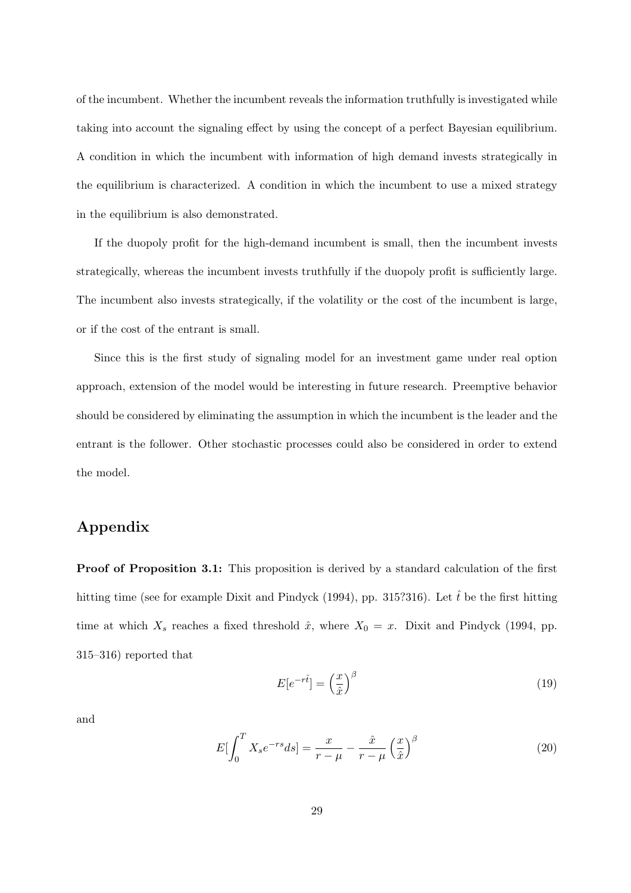of the incumbent. Whether the incumbent reveals the information truthfully is investigated while taking into account the signaling effect by using the concept of a perfect Bayesian equilibrium. A condition in which the incumbent with information of high demand invests strategically in the equilibrium is characterized. A condition in which the incumbent to use a mixed strategy in the equilibrium is also demonstrated.

If the duopoly profit for the high-demand incumbent is small, then the incumbent invests strategically, whereas the incumbent invests truthfully if the duopoly profit is sufficiently large. The incumbent also invests strategically, if the volatility or the cost of the incumbent is large, or if the cost of the entrant is small.

Since this is the first study of signaling model for an investment game under real option approach, extension of the model would be interesting in future research. Preemptive behavior should be considered by eliminating the assumption in which the incumbent is the leader and the entrant is the follower. Other stochastic processes could also be considered in order to extend the model.

## Appendix

**Proof of Proposition 3.1:** This proposition is derived by a standard calculation of the first hitting time (see for example Dixit and Pindyck (1994), pp. 315?316). Let $\hat{t}$ be the first hitting time at which $X_s$ reaches a fixed threshold $\hat{x}$, where $X_0 = x$. Dixit and Pindyck (1994, pp. 315–316) reported that

$$E[e^{-r\hat{t}}] = \left(\frac{x}{\hat{x}}\right)^{\beta} \tag{19}$$

and

$$E[\int_0^T X_s e^{-rs} ds] = \frac{x}{r-\mu} - \frac{\hat{x}}{r-\mu}\left(\frac{x}{\hat{x}}\right)^{\beta} \tag{20}$$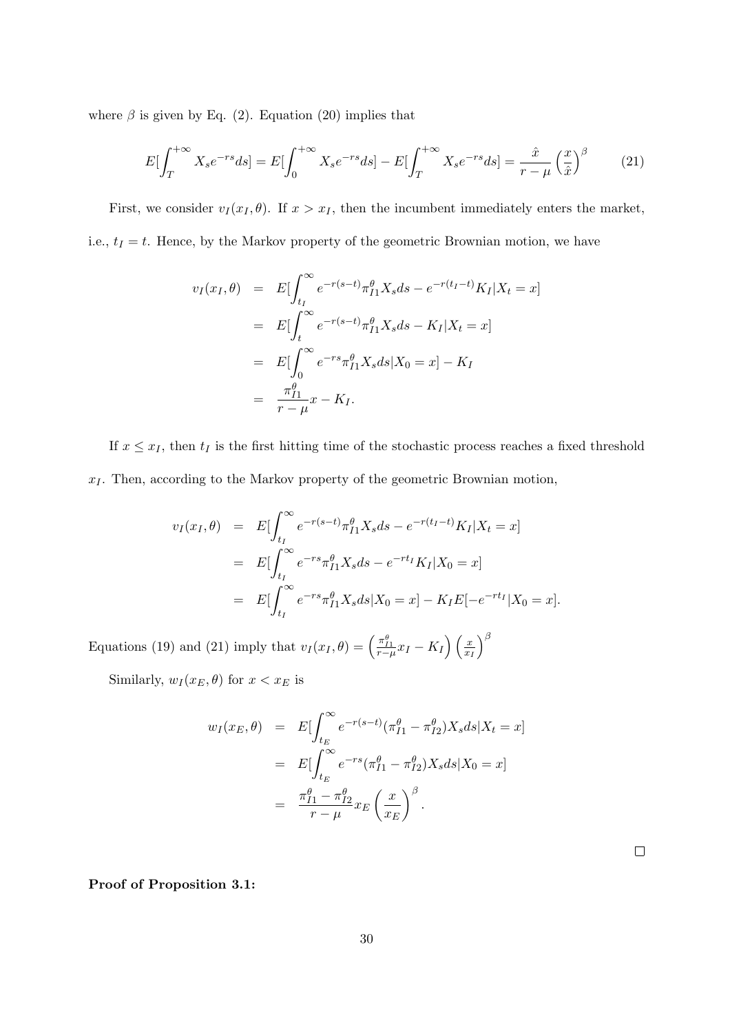where $\beta$ is given by Eq. (2). Equation (20) implies that

$$E[\int_{T}^{+\infty} X_s e^{-rs} ds] = E[\int_{0}^{+\infty} X_s e^{-rs} ds] - E[\int_{T}^{+\infty} X_s e^{-rs} ds] = \frac{\hat{x}}{r-\mu}\left(\frac{x}{\hat{x}}\right)^{\beta} \tag{21}$$

First, we consider $v_I(x_I, \theta)$. If $x > x_I$, then the incumbent immediately enters the market, i.e., $t_I = t$. Hence, by the Markov property of the geometric Brownian motion, we have

$$\begin{aligned}
v_I(x_I, \theta) &= E[\int_{t_I}^{\infty} e^{-r(s-t)} \pi_{I1}^{\theta} X_s ds - e^{-r(t_I - t)} K_I | X_t = x] \\
&= E[\int_{t}^{\infty} e^{-r(s-t)} \pi_{I1}^{\theta} X_s ds - K_I | X_t = x] \\
&= E[\int_{0}^{\infty} e^{-rs} \pi_{I1}^{\theta} X_s ds | X_0 = x] - K_I \\
&= \frac{\pi_{I1}^{\theta}}{r-\mu} x - K_I.
\end{aligned}$$

If $x \leq x_I$, then $t_I$ is the first hitting time of the stochastic process reaches a fixed threshold $x_I$. Then, according to the Markov property of the geometric Brownian motion,

$$\begin{aligned}
v_I(x_I, \theta) &= E[\int_{t_I}^{\infty} e^{-r(s-t)} \pi_{I1}^{\theta} X_s ds - e^{-r(t_I - t)} K_I | X_t = x] \\
&= E[\int_{t_I}^{\infty} e^{-rs} \pi_{I1}^{\theta} X_s ds - e^{-rt_I} K_I | X_0 = x] \\
&= E[\int_{t_I}^{\infty} e^{-rs} \pi_{I1}^{\theta} X_s ds | X_0 = x] - K_I E[-e^{-rt_I} | X_0 = x].
\end{aligned}$$

Equations (19) and (21) imply that $v_I(x_I, \theta) = \left(\frac{\pi_{I1}^{\theta}}{r-\mu} x_I - K_I\right)\left(\frac{x}{x_I}\right)^{\beta}$

Similarly, $w_I(x_E, \theta)$ for $x < x_E$ is

$$\begin{aligned}
w_I(x_E, \theta) &= E[\int_{t_E}^{\infty} e^{-r(s-t)} (\pi_{I1}^{\theta} - \pi_{I2}^{\theta}) X_s ds | X_t = x] \\
&= E[\int_{t_E}^{\infty} e^{-rs} (\pi_{I1}^{\theta} - \pi_{I2}^{\theta}) X_s ds | X_0 = x] \\
&= \frac{\pi_{I1}^{\theta} - \pi_{I2}^{\theta}}{r-\mu} x_E \left(\frac{x}{x_E}\right)^{\beta}.
\end{aligned}$$

□

**Proof of Proposition 3.1:**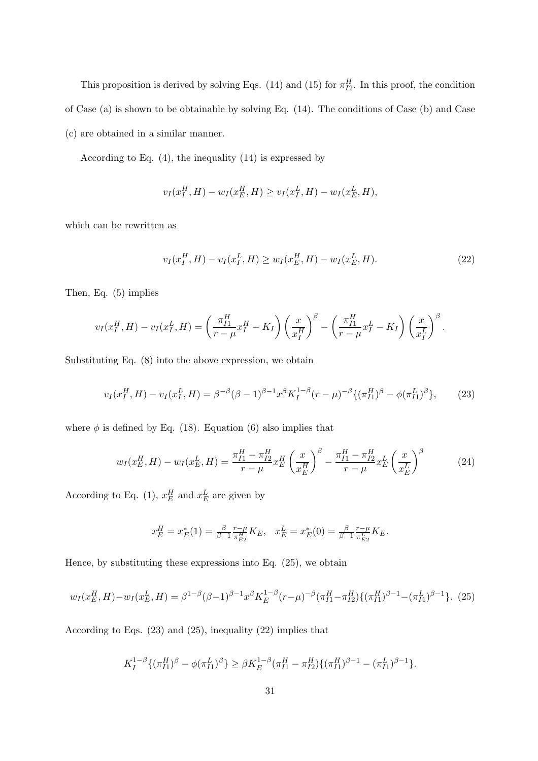This proposition is derived by solving Eqs. (14) and (15) for $\pi_{I2}^H$. In this proof, the condition of Case (a) is shown to be obtainable by solving Eq. (14). The conditions of Case (b) and Case (c) are obtained in a similar manner.

According to Eq. (4), the inequality (14) is expressed by

$$v_I(x_I^H, H) - w_I(x_E^H, H) \geq v_I(x_I^L, H) - w_I(x_E^L, H),$$

which can be rewritten as

$$v_I(x_I^H, H) - v_I(x_I^L, H) \geq w_I(x_E^H, H) - w_I(x_E^L, H). \tag{22}$$

Then, Eq. (5) implies

$$v_I(x_I^H, H) - v_I(x_I^L, H) = \left(\frac{\pi_{I1}^H}{r-\mu}x_I^H - K_I\right)\left(\frac{x}{x_I^H}\right)^\beta - \left(\frac{\pi_{I1}^H}{r-\mu}x_I^L - K_I\right)\left(\frac{x}{x_I^L}\right)^\beta.$$

Substituting Eq. (8) into the above expression, we obtain

$$v_I(x_I^H, H) - v_I(x_I^L, H) = \beta^{-\beta}(\beta-1)^{\beta-1}x^\beta K_I^{1-\beta}(r-\mu)^{-\beta}\{(\pi_{I1}^H)^\beta - \phi(\pi_{I1}^L)^\beta\}, \tag{23}$$

where $\phi$ is defined by Eq. (18). Equation (6) also implies that

$$w_I(x_E^H, H) - w_I(x_E^L, H) = \frac{\pi_{I1}^H - \pi_{I2}^H}{r-\mu}x_E^H\left(\frac{x}{x_E^H}\right)^\beta - \frac{\pi_{I1}^H - \pi_{I2}^H}{r-\mu}x_E^L\left(\frac{x}{x_E^L}\right)^\beta \tag{24}$$

According to Eq. (1), $x_E^H$ and $x_E^L$ are given by

$$x_E^H = x_E^*(1) = \tfrac{\beta}{\beta-1}\tfrac{r-\mu}{\pi_{E2}^H}K_E, \quad x_E^L = x_E^*(0) = \tfrac{\beta}{\beta-1}\tfrac{r-\mu}{\pi_{E2}^L}K_E.$$

Hence, by substituting these expressions into Eq. (25), we obtain

$$w_I(x_E^H, H) - w_I(x_E^L, H) = \beta^{1-\beta}(\beta-1)^{\beta-1}x^\beta K_E^{1-\beta}(r-\mu)^{-\beta}(\pi_{I1}^H - \pi_{I2}^H)\{(\pi_{I1}^H)^{\beta-1} - (\pi_{I1}^L)^{\beta-1}\}. \tag{25}$$

According to Eqs. (23) and (25), inequality (22) implies that

$$K_I^{1-\beta}\{(\pi_{I1}^H)^\beta - \phi(\pi_{I1}^L)^\beta\} \geq \beta K_E^{1-\beta}(\pi_{I1}^H - \pi_{I2}^H)\{(\pi_{I1}^H)^{\beta-1} - (\pi_{I1}^L)^{\beta-1}\}.$$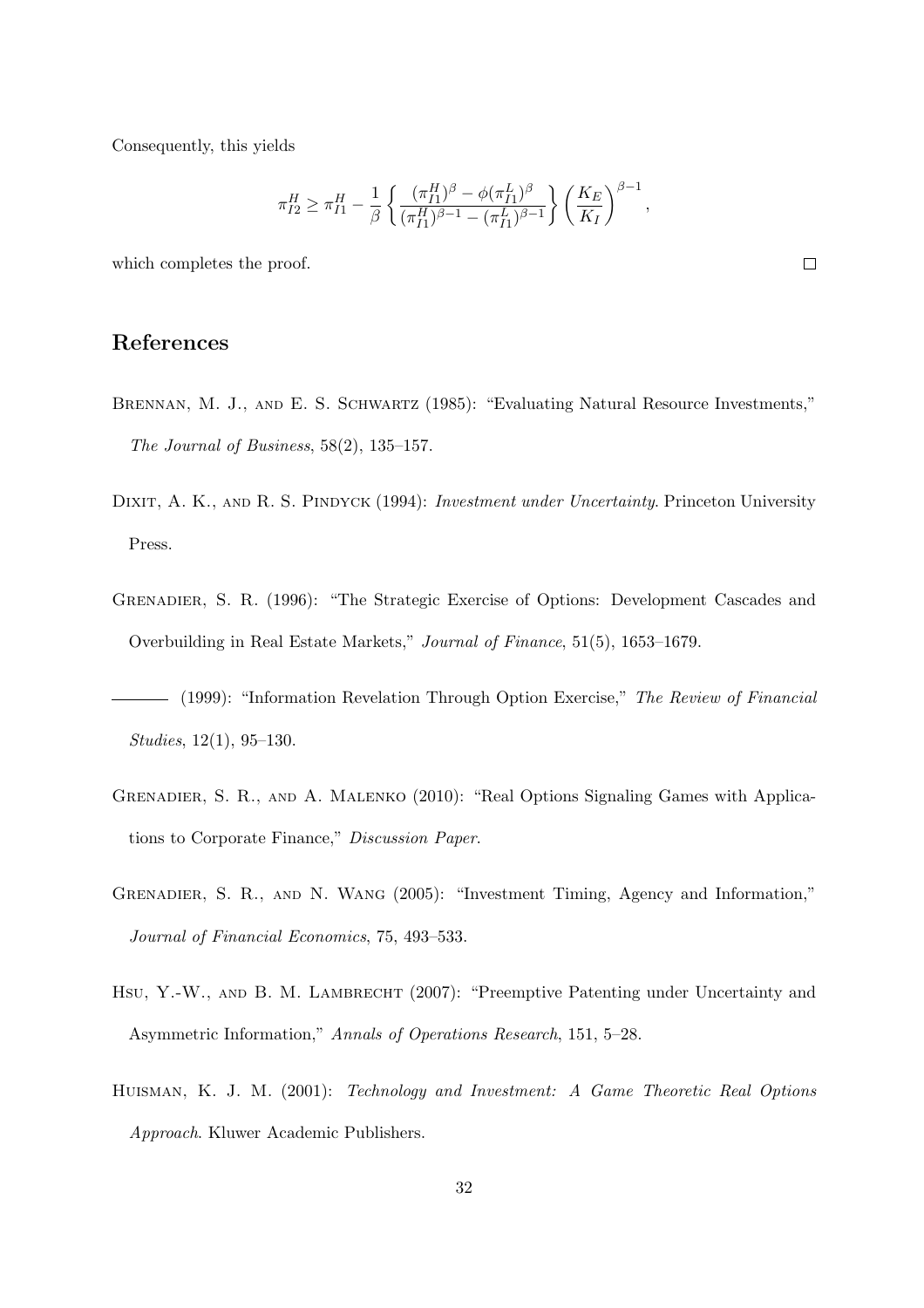Consequently, this yields

$$\pi_{I2}^{H} \geq \pi_{I1}^{H} - \frac{1}{\beta} \left\{ \frac{(\pi_{I1}^{H})^{\beta} - \phi(\pi_{I1}^{L})^{\beta}}{(\pi_{I1}^{H})^{\beta-1} - (\pi_{I1}^{L})^{\beta-1}} \right\} \left( \frac{K_E}{K_I} \right)^{\beta-1},$$

which completes the proof. □

## References

Brennan, M. J., and E. S. Schwartz (1985): "Evaluating Natural Resource Investments," *The Journal of Business*, 58(2), 135–157.

Dixit, A. K., and R. S. Pindyck (1994): *Investment under Uncertainty*. Princeton University Press.

Grenadier, S. R. (1996): "The Strategic Exercise of Options: Development Cascades and Overbuilding in Real Estate Markets," *Journal of Finance*, 51(5), 1653–1679.

——— (1999): "Information Revelation Through Option Exercise," *The Review of Financial Studies*, 12(1), 95–130.

Grenadier, S. R., and A. Malenko (2010): "Real Options Signaling Games with Applications to Corporate Finance," *Discussion Paper*.

Grenadier, S. R., and N. Wang (2005): "Investment Timing, Agency and Information," *Journal of Financial Economics*, 75, 493–533.

Hsu, Y.-W., and B. M. Lambrecht (2007): "Preemptive Patenting under Uncertainty and Asymmetric Information," *Annals of Operations Research*, 151, 5–28.

Huisman, K. J. M. (2001): *Technology and Investment: A Game Theoretic Real Options Approach*. Kluwer Academic Publishers.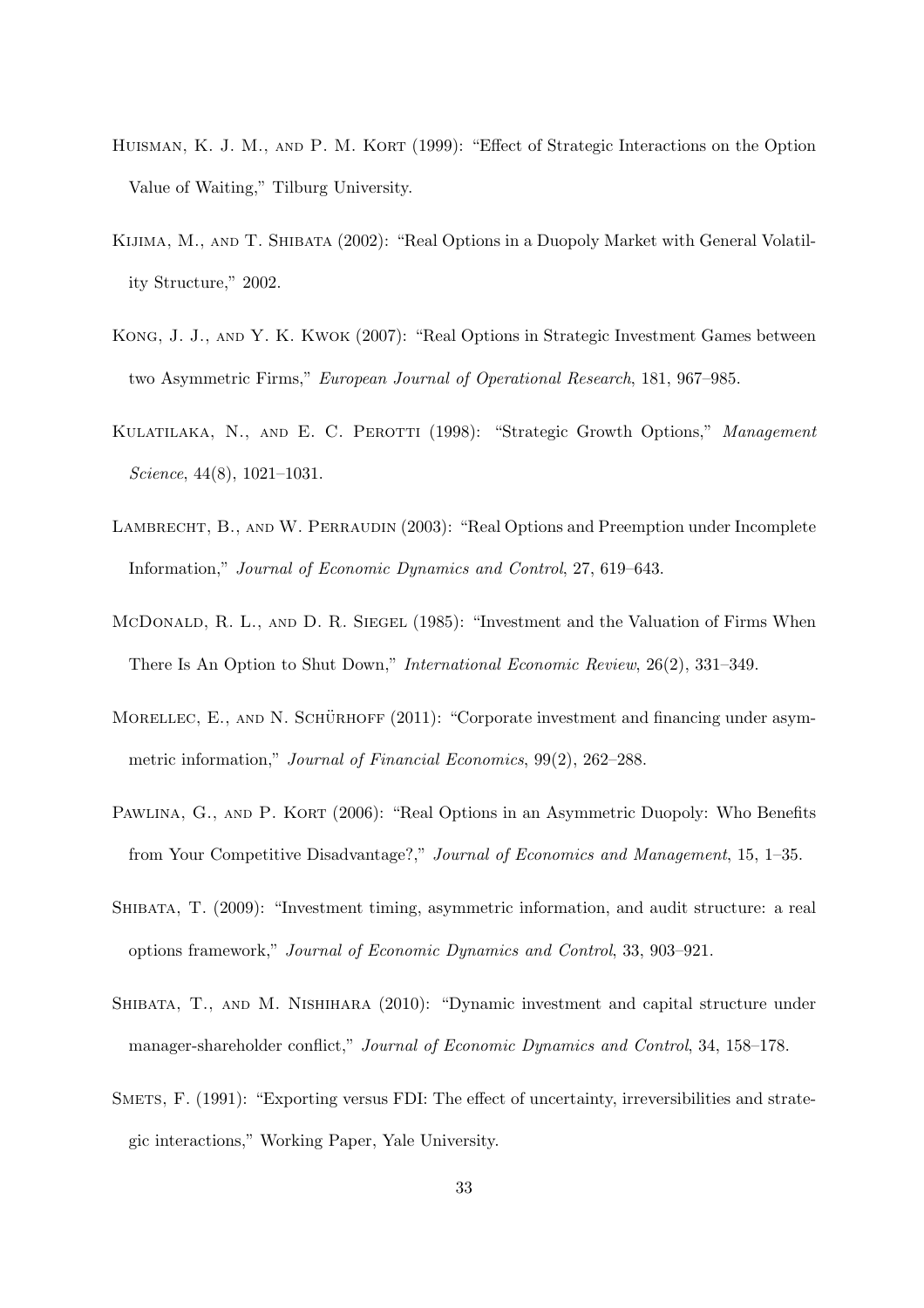Huisman, K. J. M., and P. M. Kort (1999): "Effect of Strategic Interactions on the Option Value of Waiting," Tilburg University.

Kijima, M., and T. Shibata (2002): "Real Options in a Duopoly Market with General Volatility Structure," 2002.

Kong, J. J., and Y. K. Kwok (2007): "Real Options in Strategic Investment Games between two Asymmetric Firms," *European Journal of Operational Research*, 181, 967–985.

Kulatilaka, N., and E. C. Perotti (1998): "Strategic Growth Options," *Management Science*, 44(8), 1021–1031.

Lambrecht, B., and W. Perraudin (2003): "Real Options and Preemption under Incomplete Information," *Journal of Economic Dynamics and Control*, 27, 619–643.

McDonald, R. L., and D. R. Siegel (1985): "Investment and the Valuation of Firms When There Is An Option to Shut Down," *International Economic Review*, 26(2), 331–349.

Morellec, E., and N. Schürhoff (2011): "Corporate investment and financing under asymmetric information," *Journal of Financial Economics*, 99(2), 262–288.

Pawlina, G., and P. Kort (2006): "Real Options in an Asymmetric Duopoly: Who Benefits from Your Competitive Disadvantage?," *Journal of Economics and Management*, 15, 1–35.

Shibata, T. (2009): "Investment timing, asymmetric information, and audit structure: a real options framework," *Journal of Economic Dynamics and Control*, 33, 903–921.

Shibata, T., and M. Nishihara (2010): "Dynamic investment and capital structure under manager-shareholder conflict," *Journal of Economic Dynamics and Control*, 34, 158–178.

Smets, F. (1991): "Exporting versus FDI: The effect of uncertainty, irreversibilities and strategic interactions," Working Paper, Yale University.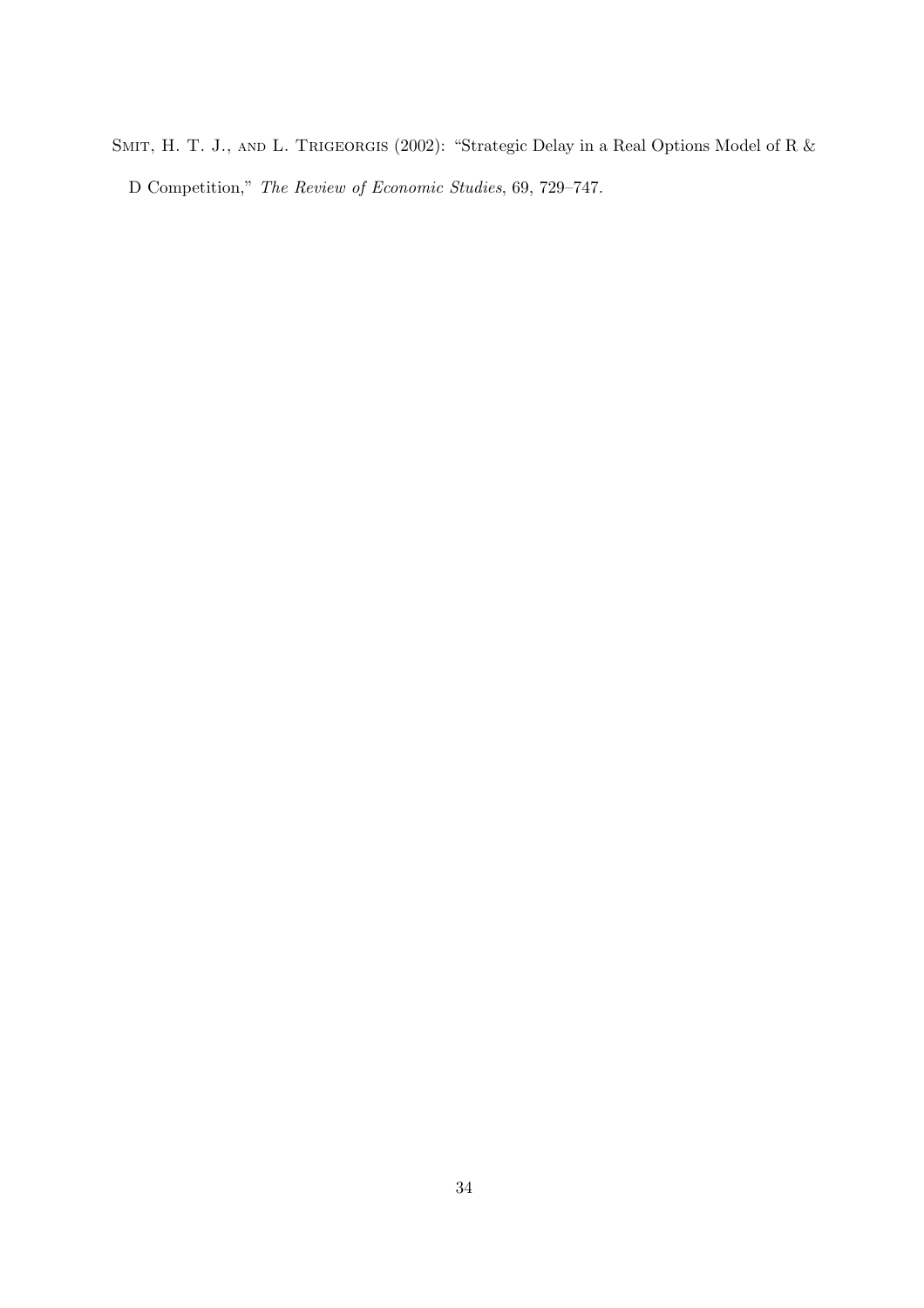Smit, H. T. J., and L. Trigeorgis (2002): "Strategic Delay in a Real Options Model of R & D Competition," *The Review of Economic Studies*, 69, 729–747.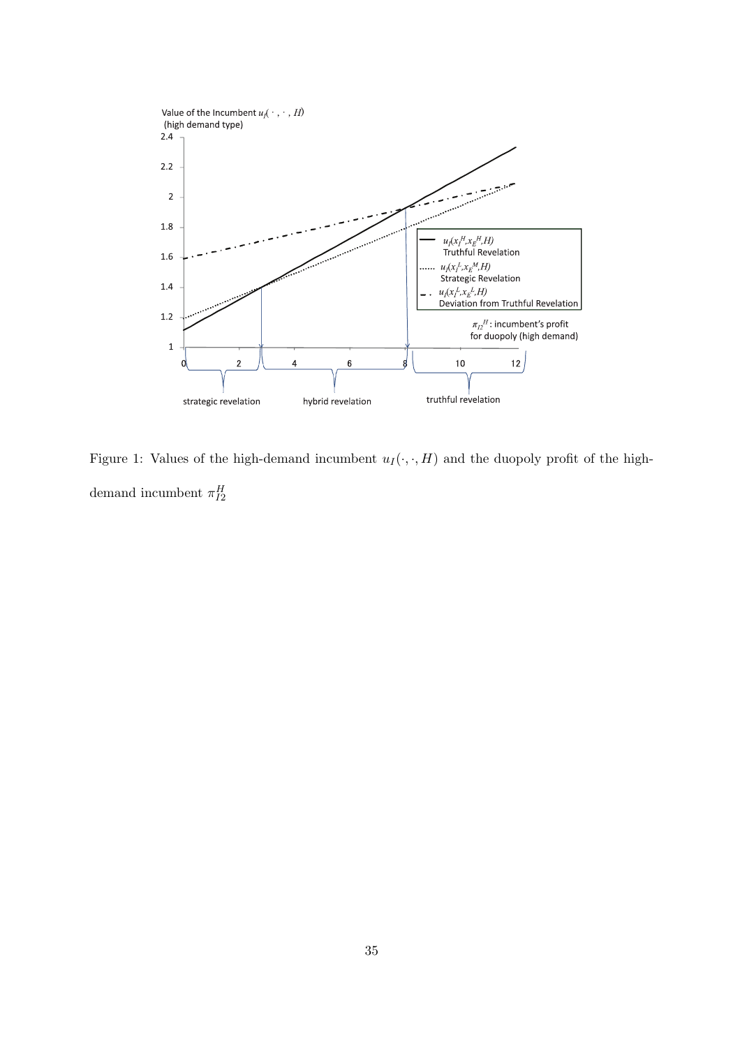Figure 1: Values of the high-demand incumbent $u_I(\cdot,\cdot,H)$ and the duopoly profit of the high-demand incumbent $\pi_{I2}^H$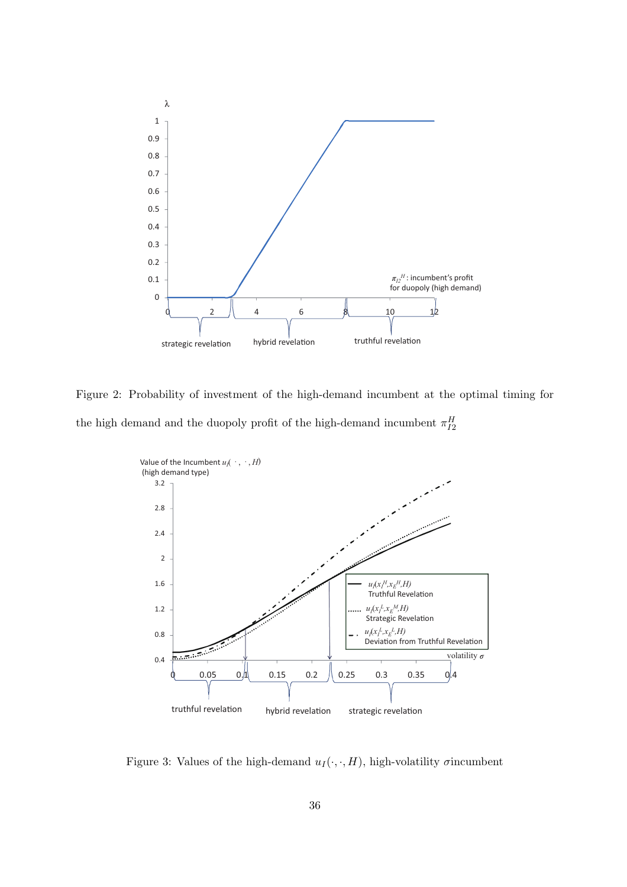Figure 2: Probability of investment of the high-demand incumbent at the optimal timing for the high demand and the duopoly profit of the high-demand incumbent $\pi_{I2}^{H}$

Figure 3: Values of the high-demand $u_I(\cdot,\cdot,H)$, high-volatility $\sigma$incumbent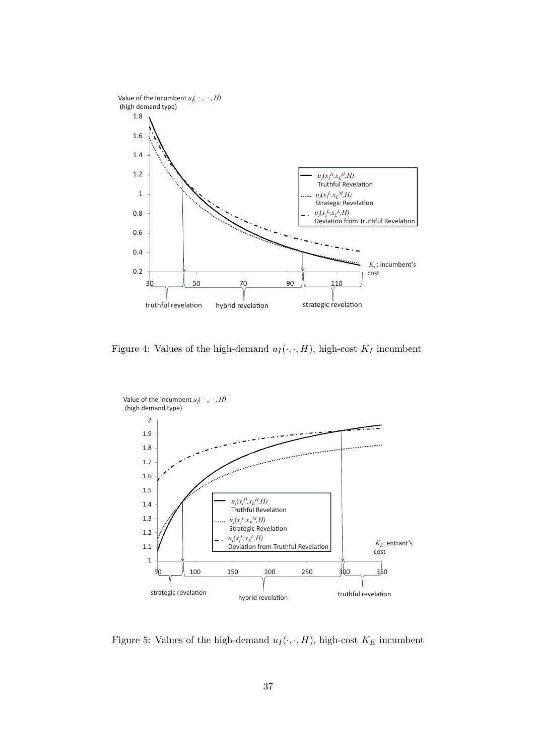Value of the Incumbent $u_I(\cdot, \cdot, H)$
(high demand type)

1.8
1.6
1.4
1.2
1
0.8
0.6
0.4
0.2

30
50
70
90
110

$K_I$: incumbent's cost

$u_I(x_I^H, x_E^H, H)$ Truthful Revelation

$u_I(x_I^L, x_E^M, H)$ Strategic Revelation

$u_I(x_I^L, x_E^L, H)$ Deviation from Truthful Revelation

truthful revelation
hybrid revelation
strategic revelation

Figure 4: Values of the high-demand $u_I(\cdot, \cdot, H)$, high-cost $K_I$ incumbent

Value of the Incumbent $u_I(\cdot, \cdot, H)$
(high demand type)

2
1.9
1.8
1.7
1.6
1.5
1.4
1.3
1.2
1.1
1

50
100
150
200
250
300
350

$K_E$: entrant's cost

$u_I(x_I^H, x_E^H, H)$ Truthful Revelation

$u_I(x_I^L, x_E^M, H)$ Strategic Revelation

$u_I(x_I^L, x_E^L, H)$ Deviation from Truthful Revelation

strategic revelation
hybrid revelation
truthful revelation

Figure 5: Values of the high-demand $u_I(\cdot, \cdot, H)$, high-cost $K_E$ incumbent